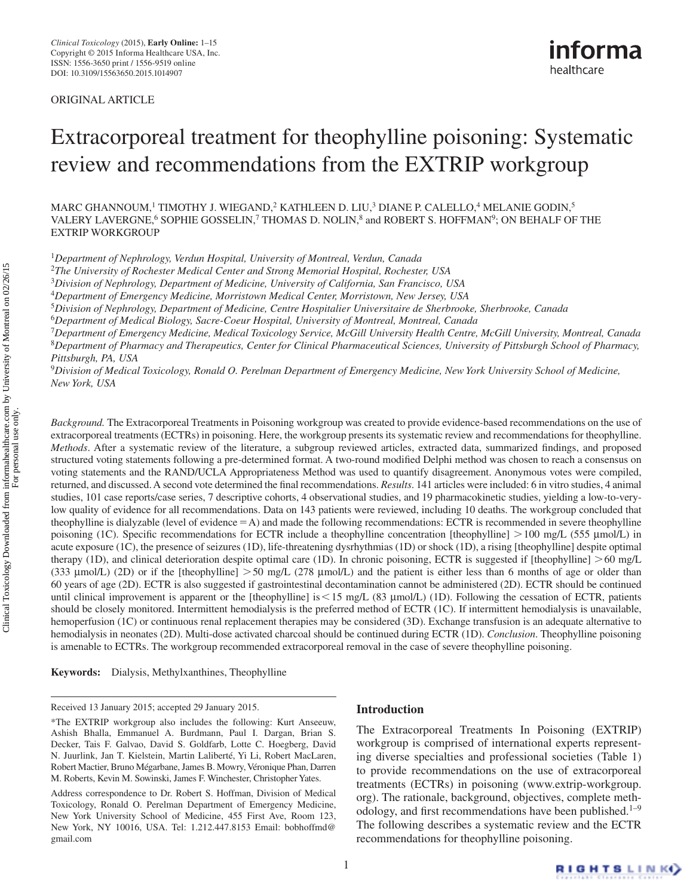ORIGINAL ARTICLE

# Extracorporeal treatment for theophylline poisoning: Systematic review and recommendations from the EXTRIP workgroup

MARC GHANNOUM,[1] TIMOTHY J. WIEGAND,[2] KATHLEEN D. LIU,[3] DIANE P. CALELLO,[4] MELANIE GODIN,[5] VALERY LAVERGNE,[6] SOPHIE GOSSELIN,[7] THOMAS D. NOLIN,[8] and ROBERT S. HOFFMAN[9]; ON BEHALF OF THE EXTRIP WORKGROUP

[1]*Department of Nephrology, Verdun Hospital, University of Montreal, Verdun, Canada*
[2]*The University of Rochester Medical Center and Strong Memorial Hospital, Rochester, USA*
[3]*Division of Nephrology, Department of Medicine, University of California, San Francisco, USA*
[4]*Department of Emergency Medicine, Morristown Medical Center, Morristown, New Jersey, USA*
[5]*Division of Nephrology, Department of Medicine, Centre Hospitalier Universitaire de Sherbrooke, Sherbrooke, Canada*
[6]*Department of Medical Biology, Sacre-Coeur Hospital, University of Montreal, Montreal, Canada*
[7]*Department of Emergency Medicine, Medical Toxicology Service, McGill University Health Centre, McGill University, Montreal, Canada*
[8]*Department of Pharmacy and Therapeutics, Center for Clinical Pharmaceutical Sciences, University of Pittsburgh School of Pharmacy, Pittsburgh, PA, USA*
[9]*Division of Medical Toxicology, Ronald O. Perelman Department of Emergency Medicine, New York University School of Medicine, New York, USA*

*Background.* The Extracorporeal Treatments in Poisoning workgroup was created to provide evidence-based recommendations on the use of extracorporeal treatments (ECTRs) in poisoning. Here, the workgroup presents its systematic review and recommendations for theophylline. *Methods*. After a systematic review of the literature, a subgroup reviewed articles, extracted data, summarized findings, and proposed structured voting statements following a pre-determined format. A two-round modified Delphi method was chosen to reach a consensus on voting statements and the RAND/UCLA Appropriateness Method was used to quantify disagreement. Anonymous votes were compiled, returned, and discussed. A second vote determined the final recommendations. *Results*. 141 articles were included: 6 in vitro studies, 4 animal studies, 101 case reports/case series, 7 descriptive cohorts, 4 observational studies, and 19 pharmacokinetic studies, yielding a low-to-very-low quality of evidence for all recommendations. Data on 143 patients were reviewed, including 10 deaths. The workgroup concluded that theophylline is dialyzable (level of evidence = A) and made the following recommendations: ECTR is recommended in severe theophylline poisoning (1C). Specific recommendations for ECTR include a theophylline concentration [theophylline] > 100 mg/L (555 μmol/L) in acute exposure (1C), the presence of seizures (1D), life-threatening dysrhythmias (1D) or shock (1D), a rising [theophylline] despite optimal therapy (1D), and clinical deterioration despite optimal care (1D). In chronic poisoning, ECTR is suggested if [theophylline] > 60 mg/L (333 μmol/L) (2D) or if the [theophylline] > 50 mg/L (278 μmol/L) and the patient is either less than 6 months of age or older than 60 years of age (2D). ECTR is also suggested if gastrointestinal decontamination cannot be administered (2D). ECTR should be continued until clinical improvement is apparent or the [theophylline] is < 15 mg/L (83 μmol/L) (1D). Following the cessation of ECTR, patients should be closely monitored. Intermittent hemodialysis is the preferred method of ECTR (1C). If intermittent hemodialysis is unavailable, hemoperfusion (1C) or continuous renal replacement therapies may be considered (3D). Exchange transfusion is an adequate alternative to hemodialysis in neonates (2D). Multi-dose activated charcoal should be continued during ECTR (1D). *Conclusion*. Theophylline poisoning is amenable to ECTRs. The workgroup recommended extracorporeal removal in the case of severe theophylline poisoning.

**Keywords:** Dialysis, Methylxanthines, Theophylline

Received 13 January 2015; accepted 29 January 2015.

*The EXTRIP workgroup also includes the following: Kurt Anseeuw, Ashish Bhalla, Emmanuel A. Burdmann, Paul I. Dargan, Brian S. Decker, Tais F. Galvao, David S. Goldfarb, Lotte C. Hoegberg, David N. Juurlink, Jan T. Kielstein, Martin Laliberté, Yi Li, Robert MacLaren, Robert Mactier, Bruno Mégarbane, James B. Mowry, Véronique Phan, Darren M. Roberts, Kevin M. Sowinski, James F. Winchester, Christopher Yates.

Address correspondence to Dr. Robert S. Hoffman, Division of Medical Toxicology, Ronald O. Perelman Department of Emergency Medicine, New York University School of Medicine, 455 First Ave, Room 123, New York, NY 10016, USA. Tel: 1.212.447.8153 Email: bobhoffmd@gmail.com

## Introduction

The Extracorporeal Treatments In Poisoning (EXTRIP) workgroup is comprised of international experts representing diverse specialties and professional societies (Table 1) to provide recommendations on the use of extracorporeal treatments (ECTRs) in poisoning (www.extrip-workgroup.org). The rationale, background, objectives, complete methodology, and first recommendations have been published.[1–9] The following describes a systematic review and the ECTR recommendations for theophylline poisoning.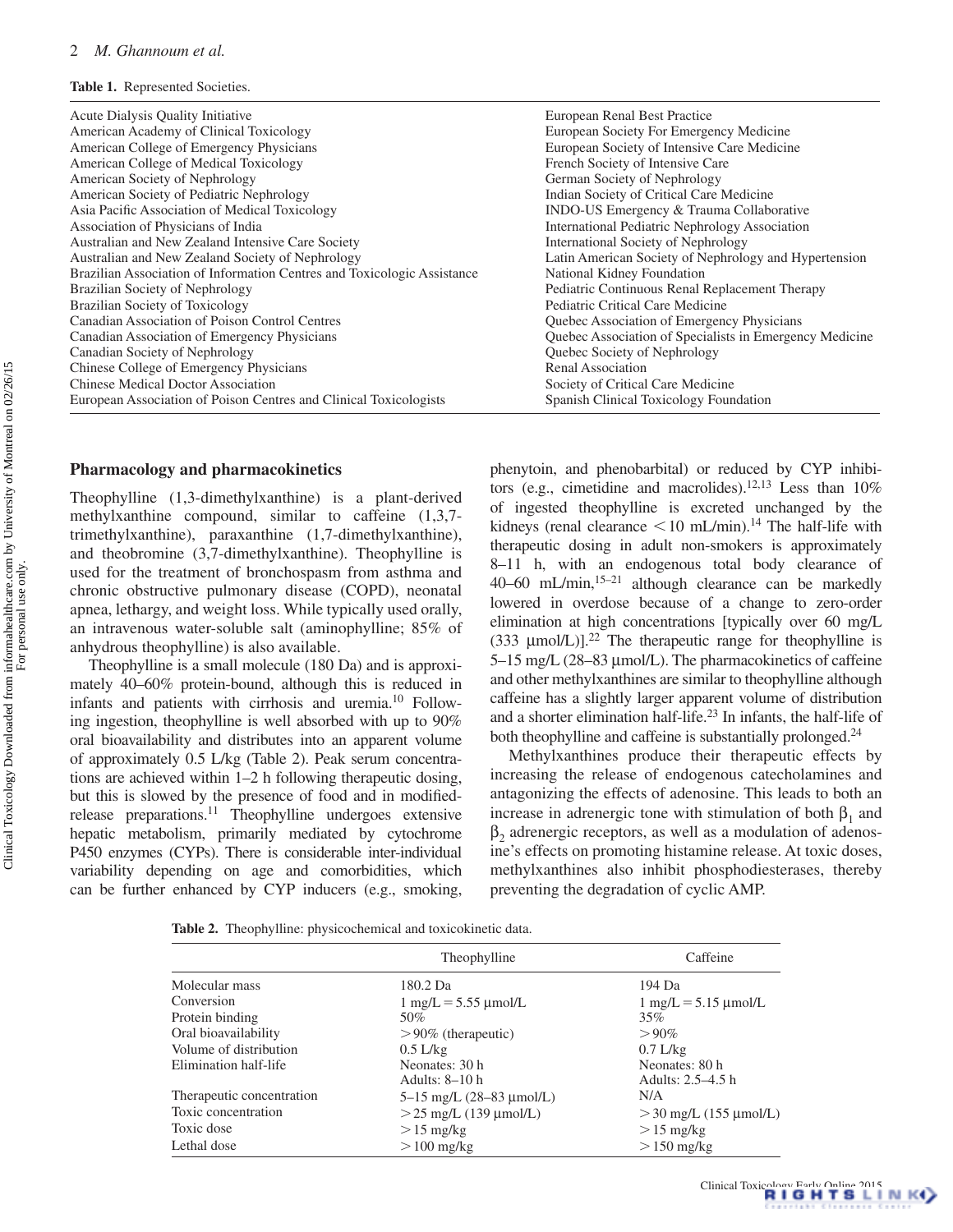**Table 1.** Represented Societies.

| | |
|---|---|
| Acute Dialysis Quality Initiative | European Renal Best Practice |
| American Academy of Clinical Toxicology | European Society For Emergency Medicine |
| American College of Emergency Physicians | European Society of Intensive Care Medicine |
| American College of Medical Toxicology | French Society of Intensive Care |
| American Society of Nephrology | German Society of Nephrology |
| American Society of Pediatric Nephrology | Indian Society of Critical Care Medicine |
| Asia Pacific Association of Medical Toxicology | INDO-US Emergency & Trauma Collaborative |
| Association of Physicians of India | International Pediatric Nephrology Association |
| Australian and New Zealand Intensive Care Society | International Society of Nephrology |
| Australian and New Zealand Society of Nephrology | Latin American Society of Nephrology and Hypertension |
| Brazilian Association of Information Centres and Toxicologic Assistance | National Kidney Foundation |
| Brazilian Society of Nephrology | Pediatric Continuous Renal Replacement Therapy |
| Brazilian Society of Toxicology | Pediatric Critical Care Medicine |
| Canadian Association of Poison Control Centres | Quebec Association of Emergency Physicians |
| Canadian Association of Emergency Physicians | Quebec Association of Specialists in Emergency Medicine |
| Canadian Society of Nephrology | Quebec Society of Nephrology |
| Chinese College of Emergency Physicians | Renal Association |
| Chinese Medical Doctor Association | Society of Critical Care Medicine |
| European Association of Poison Centres and Clinical Toxicologists | Spanish Clinical Toxicology Foundation |

## Pharmacology and pharmacokinetics

Theophylline (1,3-dimethylxanthine) is a plant-derived methylxanthine compound, similar to caffeine (1,3,7-trimethylxanthine), paraxanthine (1,7-dimethylxanthine), and theobromine (3,7-dimethylxanthine). Theophylline is used for the treatment of bronchospasm from asthma and chronic obstructive pulmonary disease (COPD), neonatal apnea, lethargy, and weight loss. While typically used orally, an intravenous water-soluble salt (aminophylline; 85% of anhydrous theophylline) is also available.

Theophylline is a small molecule (180 Da) and is approximately 40–60% protein-bound, although this is reduced in infants and patients with cirrhosis and uremia.[10] Following ingestion, theophylline is well absorbed with up to 90% oral bioavailability and distributes into an apparent volume of approximately 0.5 L/kg (Table 2). Peak serum concentrations are achieved within 1–2 h following therapeutic dosing, but this is slowed by the presence of food and in modified-release preparations.[11] Theophylline undergoes extensive hepatic metabolism, primarily mediated by cytochrome P450 enzymes (CYPs). There is considerable inter-individual variability depending on age and comorbidities, which can be further enhanced by CYP inducers (e.g., smoking, phenytoin, and phenobarbital) or reduced by CYP inhibitors (e.g., cimetidine and macrolides).[12,13] Less than 10% of ingested theophylline is excreted unchanged by the kidneys (renal clearance < 10 mL/min).[14] The half-life with therapeutic dosing in adult non-smokers is approximately 8–11 h, with an endogenous total body clearance of 40–60 mL/min,[15–21] although clearance can be markedly lowered in overdose because of a change to zero-order elimination at high concentrations [typically over 60 mg/L (333 μmol/L)].[22] The therapeutic range for theophylline is 5–15 mg/L (28–83 μmol/L). The pharmacokinetics of caffeine and other methylxanthines are similar to theophylline although caffeine has a slightly larger apparent volume of distribution and a shorter elimination half-life.[23] In infants, the half-life of both theophylline and caffeine is substantially prolonged.[24]

Methylxanthines produce their therapeutic effects by increasing the release of endogenous catecholamines and antagonizing the effects of adenosine. This leads to both an increase in adrenergic tone with stimulation of both $\beta_1$ and $\beta_2$ adrenergic receptors, as well as a modulation of adenosine's effects on promoting histamine release. At toxic doses, methylxanthines also inhibit phosphodiesterases, thereby preventing the degradation of cyclic AMP.

**Table 2.** Theophylline: physicochemical and toxicokinetic data.

| | Theophylline | Caffeine |
|---|---|---|
| Molecular mass | 180.2 Da | 194 Da |
| Conversion | 1 mg/L = 5.55 μmol/L | 1 mg/L = 5.15 μmol/L |
| Protein binding | 50% | 35% |
| Oral bioavailability | > 90% (therapeutic) | > 90% |
| Volume of distribution | 0.5 L/kg | 0.7 L/kg |
| Elimination half-life | Neonates: 30 h<br>Adults: 8–10 h | Neonates: 80 h<br>Adults: 2.5–4.5 h |
| Therapeutic concentration | 5–15 mg/L (28–83 μmol/L) | N/A |
| Toxic concentration | > 25 mg/L (139 μmol/L) | > 30 mg/L (155 μmol/L) |
| Toxic dose | > 15 mg/kg | > 15 mg/kg |
| Lethal dose | > 100 mg/kg | > 150 mg/kg |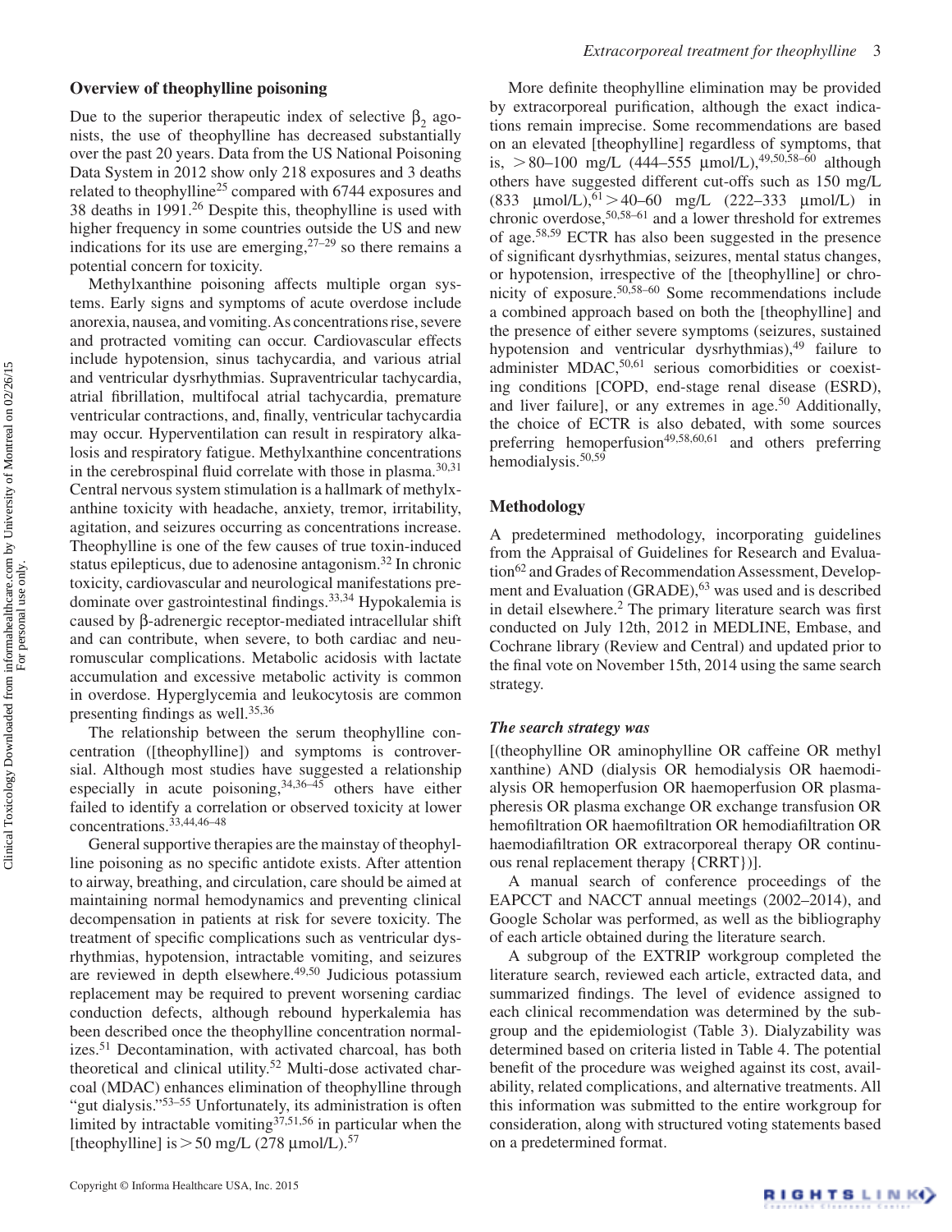## Overview of theophylline poisoning

Due to the superior therapeutic index of selective $\beta_2$ agonists, the use of theophylline has decreased substantially over the past 20 years. Data from the US National Poisoning Data System in 2012 show only 218 exposures and 3 deaths related to theophylline[25] compared with 6744 exposures and 38 deaths in 1991.[26] Despite this, theophylline is used with higher frequency in some countries outside the US and new indications for its use are emerging,[27–29] so there remains a potential concern for toxicity.

Methylxanthine poisoning affects multiple organ systems. Early signs and symptoms of acute overdose include anorexia, nausea, and vomiting. As concentrations rise, severe and protracted vomiting can occur. Cardiovascular effects include hypotension, sinus tachycardia, and various atrial and ventricular dysrhythmias. Supraventricular tachycardia, atrial fibrillation, multifocal atrial tachycardia, premature ventricular contractions, and, finally, ventricular tachycardia may occur. Hyperventilation can result in respiratory alkalosis and respiratory fatigue. Methylxanthine concentrations in the cerebrospinal fluid correlate with those in plasma.[30,31] Central nervous system stimulation is a hallmark of methylxanthine toxicity with headache, anxiety, tremor, irritability, agitation, and seizures occurring as concentrations increase. Theophylline is one of the few causes of true toxin-induced status epilepticus, due to adenosine antagonism.[32] In chronic toxicity, cardiovascular and neurological manifestations predominate over gastrointestinal findings.[33,34] Hypokalemia is caused by β-adrenergic receptor-mediated intracellular shift and can contribute, when severe, to both cardiac and neuromuscular complications. Metabolic acidosis with lactate accumulation and excessive metabolic activity is common in overdose. Hyperglycemia and leukocytosis are common presenting findings as well.[35,36]

The relationship between the serum theophylline concentration ([theophylline]) and symptoms is controversial. Although most studies have suggested a relationship especially in acute poisoning,[34,36–45] others have either failed to identify a correlation or observed toxicity at lower concentrations.[33,44,46–48]

General supportive therapies are the mainstay of theophylline poisoning as no specific antidote exists. After attention to airway, breathing, and circulation, care should be aimed at maintaining normal hemodynamics and preventing clinical decompensation in patients at risk for severe toxicity. The treatment of specific complications such as ventricular dysrhythmias, hypotension, intractable vomiting, and seizures are reviewed in depth elsewhere.[49,50] Judicious potassium replacement may be required to prevent worsening cardiac conduction defects, although rebound hyperkalemia has been described once the theophylline concentration normalizes.[51] Decontamination, with activated charcoal, has both theoretical and clinical utility.[52] Multi-dose activated charcoal (MDAC) enhances elimination of theophylline through "gut dialysis."[53–55] Unfortunately, its administration is often limited by intractable vomiting[37,51,56] in particular when the [theophylline] is > 50 mg/L (278 μmol/L).[57]

More definite theophylline elimination may be provided by extracorporeal purification, although the exact indications remain imprecise. Some recommendations are based on an elevated [theophylline] regardless of symptoms, that is, > 80–100 mg/L (444–555 μmol/L),[49,50,58–60] although others have suggested different cut-offs such as 150 mg/L (833 μmol/L),[61] > 40–60 mg/L (222–333 μmol/L) in chronic overdose,[50,58–61] and a lower threshold for extremes of age.[58,59] ECTR has also been suggested in the presence of significant dysrhythmias, seizures, mental status changes, or hypotension, irrespective of the [theophylline] or chronicity of exposure.[50,58–60] Some recommendations include a combined approach based on both the [theophylline] and the presence of either severe symptoms (seizures, sustained hypotension and ventricular dysrhythmias),[49] failure to administer MDAC,[50,61] serious comorbidities or coexisting conditions [COPD, end-stage renal disease (ESRD), and liver failure], or any extremes in age.[50] Additionally, the choice of ECTR is also debated, with some sources preferring hemoperfusion[49,58,60,61] and others preferring hemodialysis.[50,59]

## Methodology

A predetermined methodology, incorporating guidelines from the Appraisal of Guidelines for Research and Evaluation[62] and Grades of Recommendation Assessment, Development and Evaluation (GRADE),[63] was used and is described in detail elsewhere.[2] The primary literature search was first conducted on July 12th, 2012 in MEDLINE, Embase, and Cochrane library (Review and Central) and updated prior to the final vote on November 15th, 2014 using the same search strategy.

### *The search strategy was*

[(theophylline OR aminophylline OR caffeine OR methyl xanthine) AND (dialysis OR hemodialysis OR haemodialysis OR hemoperfusion OR haemoperfusion OR plasmapheresis OR plasma exchange OR exchange transfusion OR hemofiltration OR haemofiltration OR hemodiafiltration OR haemodiafiltration OR extracorporeal therapy OR continuous renal replacement therapy {CRRT})].

A manual search of conference proceedings of the EAPCCT and NACCT annual meetings (2002–2014), and Google Scholar was performed, as well as the bibliography of each article obtained during the literature search.

A subgroup of the EXTRIP workgroup completed the literature search, reviewed each article, extracted data, and summarized findings. The level of evidence assigned to each clinical recommendation was determined by the subgroup and the epidemiologist (Table 3). Dialyzability was determined based on criteria listed in Table 4. The potential benefit of the procedure was weighed against its cost, availability, related complications, and alternative treatments. All this information was submitted to the entire workgroup for consideration, along with structured voting statements based on a predetermined format.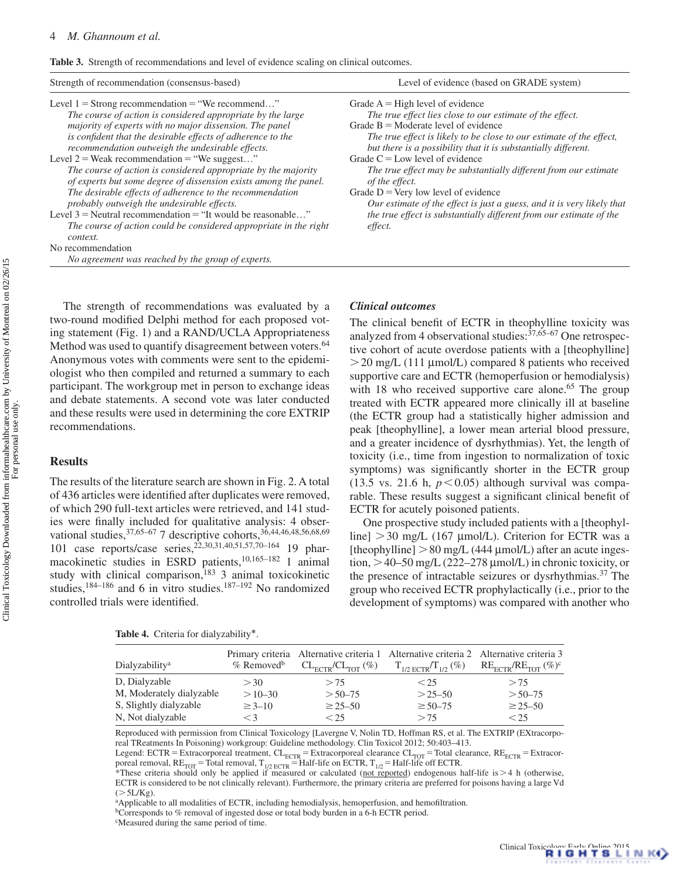**Table 3.** Strength of recommendations and level of evidence scaling on clinical outcomes.

| Strength of recommendation (consensus-based) | Level of evidence (based on GRADE system) |
|---|---|
| Level 1 = Strong recommendation = "We recommend…" *The course of action is considered appropriate by the large majority of experts with no major dissension. The panel is confident that the desirable effects of adherence to the recommendation outweigh the undesirable effects.* | Grade A = High level of evidence *The true effect lies close to our estimate of the effect.* |
| Level 2 = Weak recommendation = "We suggest…" *The course of action is considered appropriate by the majority of experts but some degree of dissension exists among the panel. The desirable effects of adherence to the recommendation probably outweigh the undesirable effects.* | Grade B = Moderate level of evidence *The true effect is likely to be close to our estimate of the effect, but there is a possibility that it is substantially different.* |
| Level 3 = Neutral recommendation = "It would be reasonable…" *The course of action could be considered appropriate in the right context.* | Grade C = Low level of evidence *The true effect may be substantially different from our estimate of the effect.* |
| No recommendation *No agreement was reached by the group of experts.* | Grade D = Very low level of evidence *Our estimate of the effect is just a guess, and it is very likely that the true effect is substantially different from our estimate of the effect.* |

The strength of recommendations was evaluated by a two-round modified Delphi method for each proposed voting statement (Fig. 1) and a RAND/UCLA Appropriateness Method was used to quantify disagreement between voters.[64] Anonymous votes with comments were sent to the epidemiologist who then compiled and returned a summary to each participant. The workgroup met in person to exchange ideas and debate statements. A second vote was later conducted and these results were used in determining the core EXTRIP recommendations.

## Results

The results of the literature search are shown in Fig. 2. A total of 436 articles were identified after duplicates were removed, of which 290 full-text articles were retrieved, and 141 studies were finally included for qualitative analysis: 4 observational studies,[37,65–67] 7 descriptive cohorts,[36,44,46,48,56,68,69] 101 case reports/case series,[22,30,31,40,51,57,70–164] 19 pharmacokinetic studies in ESRD patients,[10,165–182] 1 animal study with clinical comparison,[183] 3 animal toxicokinetic studies,[184–186] and 6 in vitro studies.[187–192] No randomized controlled trials were identified.

### *Clinical outcomes*

The clinical benefit of ECTR in theophylline toxicity was analyzed from 4 observational studies:[37,65–67] One retrospective cohort of acute overdose patients with a [theophylline] > 20 mg/L (111 µmol/L) compared 8 patients who received supportive care and ECTR (hemoperfusion or hemodialysis) with 18 who received supportive care alone.[65] The group treated with ECTR appeared more clinically ill at baseline (the ECTR group had a statistically higher admission and peak [theophylline], a lower mean arterial blood pressure, and a greater incidence of dysrhythmias). Yet, the length of toxicity (i.e., time from ingestion to normalization of toxic symptoms) was significantly shorter in the ECTR group (13.5 vs. 21.6 h, $p < 0.05$) although survival was comparable. These results suggest a significant clinical benefit of ECTR for acutely poisoned patients.

One prospective study included patients with a [theophylline] > 30 mg/L (167 µmol/L). Criterion for ECTR was a [theophylline] > 80 mg/L (444 µmol/L) after an acute ingestion, > 40–50 mg/L (222–278 µmol/L) in chronic toxicity, or the presence of intractable seizures or dysrhythmias.[37] The group who received ECTR prophylactically (i.e., prior to the development of symptoms) was compared with another who

**Table 4.** Criteria for dialyzability*.

| Dialyzability[a] | Primary criteria % Removed[b] | Alternative criteria 1 $CL_{ECTR}/CL_{TOT}$ (%) | Alternative criteria 2 $T_{1/2\,ECTR}/T_{1/2}$ (%) | Alternative criteria 3 $RE_{ECTR}/RE_{TOT}$ (%)[c] |
|---|---|---|---|---|
| D, Dialyzable | > 30 | > 75 | < 25 | > 75 |
| M, Moderately dialyzable | > 10–30 | > 50–75 | > 25–50 | > 50–75 |
| S, Slightly dialyzable | ≥ 3–10 | ≥ 25–50 | ≥ 50–75 | ≥ 25–50 |
| N, Not dialyzable | < 3 | < 25 | > 75 | < 25 |

Reproduced with permission from Clinical Toxicology [Lavergne V, Nolin TD, Hoffman RS, et al. The EXTRIP (EXtracorporeal TReatments In Poisoning) workgroup: Guideline methodology. Clin Toxicol 2012; 50:403–413.

Legend: ECTR = Extracorporeal treatment, $CL_{ECTR}$ = Extracorporeal clearance $CL_{TOT}$ = Total clearance, $RE_{ECTR}$ = Extracorporeal removal, $RE_{TOT}$ = Total removal, $T_{1/2\,ECTR}$ = Half-life on ECTR, $T_{1/2}$ = Half-life off ECTR.

*These criteria should only be applied if measured or calculated (not reported) endogenous half-life is > 4 h (otherwise, ECTR is considered to be not clinically relevant). Furthermore, the primary criteria are preferred for poisons having a large Vd (> 5L/Kg).

[a]Applicable to all modalities of ECTR, including hemodialysis, hemoperfusion, and hemofiltration.

[b]Corresponds to % removal of ingested dose or total body burden in a 6-h ECTR period.

[c]Measured during the same period of time.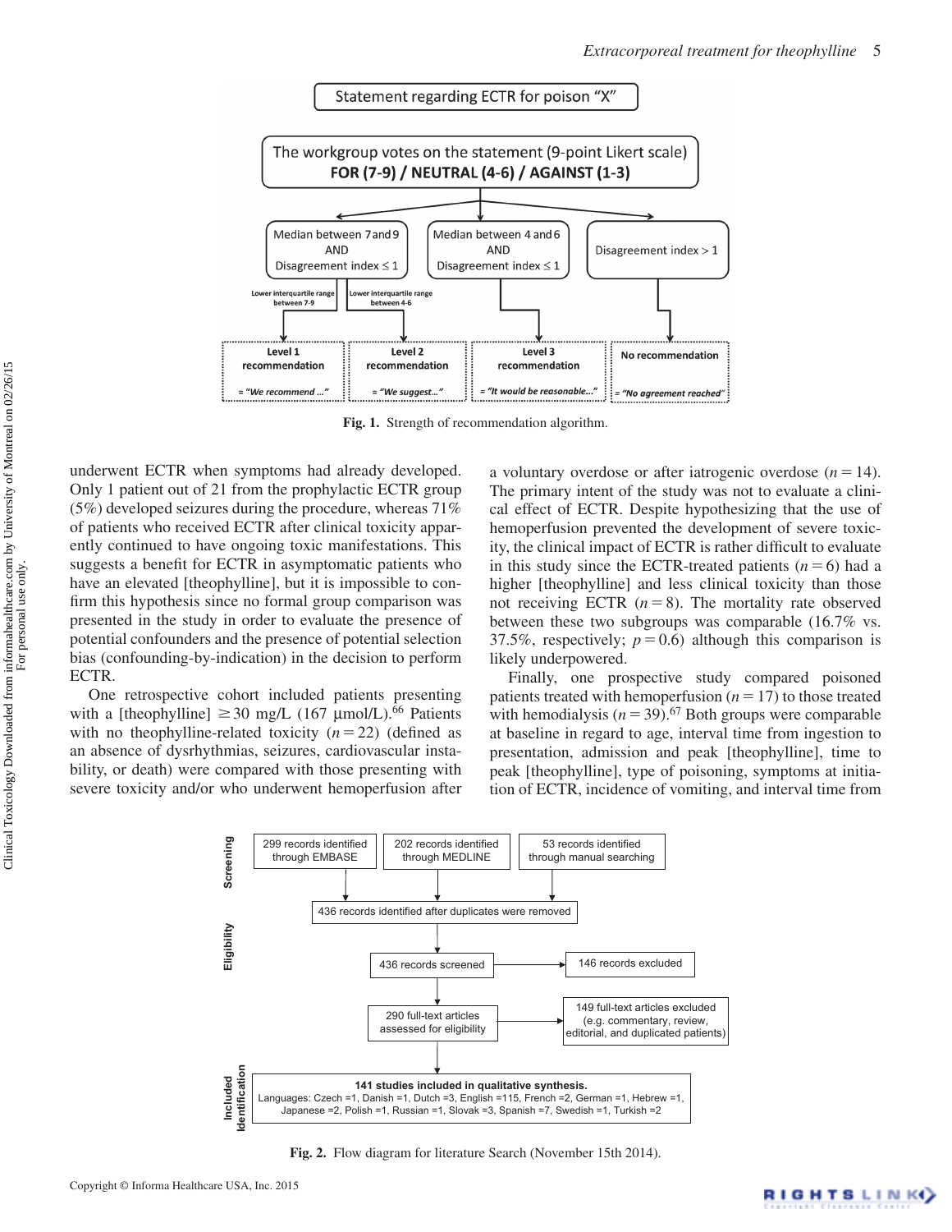Fig. 1. Strength of recommendation algorithm.

underwent ECTR when symptoms had already developed. Only 1 patient out of 21 from the prophylactic ECTR group (5%) developed seizures during the procedure, whereas 71% of patients who received ECTR after clinical toxicity apparently continued to have ongoing toxic manifestations. This suggests a benefit for ECTR in asymptomatic patients who have an elevated [theophylline], but it is impossible to confirm this hypothesis since no formal group comparison was presented in the study in order to evaluate the presence of potential confounders and the presence of potential selection bias (confounding-by-indication) in the decision to perform ECTR.

One retrospective cohort included patients presenting with a [theophylline] ≥ 30 mg/L (167 μmol/L).[66] Patients with no theophylline-related toxicity ($n = 22$) (defined as an absence of dysrhythmias, seizures, cardiovascular instability, or death) were compared with those presenting with severe toxicity and/or who underwent hemoperfusion after a voluntary overdose or after iatrogenic overdose ($n = 14$). The primary intent of the study was not to evaluate a clinical effect of ECTR. Despite hypothesizing that the use of hemoperfusion prevented the development of severe toxicity, the clinical impact of ECTR is rather difficult to evaluate in this study since the ECTR-treated patients ($n = 6$) had a higher [theophylline] and less clinical toxicity than those not receiving ECTR ($n = 8$). The mortality rate observed between these two subgroups was comparable (16.7% vs. 37.5%, respectively; $p = 0.6$) although this comparison is likely underpowered.

Finally, one prospective study compared poisoned patients treated with hemoperfusion ($n = 17$) to those treated with hemodialysis ($n = 39$).[67] Both groups were comparable at baseline in regard to age, interval time from ingestion to presentation, admission and peak [theophylline], time to peak [theophylline], type of poisoning, symptoms at initiation of ECTR, incidence of vomiting, and interval time from

Fig. 2. Flow diagram for literature Search (November 15th 2014).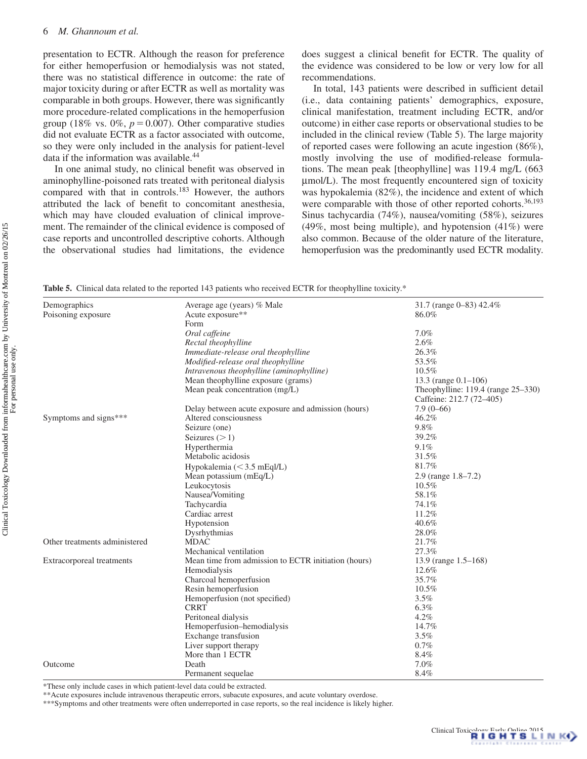presentation to ECTR. Although the reason for preference for either hemoperfusion or hemodialysis was not stated, there was no statistical difference in outcome: the rate of major toxicity during or after ECTR as well as mortality was comparable in both groups. However, there was significantly more procedure-related complications in the hemoperfusion group (18% vs. 0%, $p = 0.007$). Other comparative studies did not evaluate ECTR as a factor associated with outcome, so they were only included in the analysis for patient-level data if the information was available.[44]

In one animal study, no clinical benefit was observed in aminophylline-poisoned rats treated with peritoneal dialysis compared with that in controls.[183] However, the authors attributed the lack of benefit to concomitant anesthesia, which may have clouded evaluation of clinical improvement. The remainder of the clinical evidence is composed of case reports and uncontrolled descriptive cohorts. Although the observational studies had limitations, the evidence does suggest a clinical benefit for ECTR. The quality of the evidence was considered to be low or very low for all recommendations.

In total, 143 patients were described in sufficient detail (i.e., data containing patients' demographics, exposure, clinical manifestation, treatment including ECTR, and/or outcome) in either case reports or observational studies to be included in the clinical review (Table 5). The large majority of reported cases were following an acute ingestion (86%), mostly involving the use of modified-release formulations. The mean peak [theophylline] was 119.4 mg/L (663 μmol/L). The most frequently encountered sign of toxicity was hypokalemia (82%), the incidence and extent of which were comparable with those of other reported cohorts.[36,193] Sinus tachycardia (74%), nausea/vomiting (58%), seizures (49%, most being multiple), and hypotension (41%) were also common. Because of the older nature of the literature, hemoperfusion was the predominantly used ECTR modality.

**Table 5.** Clinical data related to the reported 143 patients who received ECTR for theophylline toxicity.*

| | | |
|---|---|---|
| Demographics | Average age (years) % Male | 31.7 (range 0–83) 42.4% |
| Poisoning exposure | Acute exposure** | 86.0% |
| | Form | |
| | *Oral caffeine* | 7.0% |
| | *Rectal theophylline* | 2.6% |
| | *Immediate-release oral theophylline* | 26.3% |
| | *Modified-release oral theophylline* | 53.5% |
| | *Intravenous theophylline (aminophylline)* | 10.5% |
| | Mean theophylline exposure (grams) | 13.3 (range 0.1–106) |
| | Mean peak concentration (mg/L) | Theophylline: 119.4 (range 25–330) Caffeine: 212.7 (72–405) |
| | Delay between acute exposure and admission (hours) | 7.9 (0–66) |
| Symptoms and signs*** | Altered consciousness | 46.2% |
| | Seizure (one) | 9.8% |
| | Seizures (> 1) | 39.2% |
| | Hyperthermia | 9.1% |
| | Metabolic acidosis | 31.5% |
| | Hypokalemia (< 3.5 mEql/L) | 81.7% |
| | Mean potassium (mEq/L) | 2.9 (range 1.8–7.2) |
| | Leukocytosis | 10.5% |
| | Nausea/Vomiting | 58.1% |
| | Tachycardia | 74.1% |
| | Cardiac arrest | 11.2% |
| | Hypotension | 40.6% |
| | Dysrhythmias | 28.0% |
| Other treatments administered | MDAC | 21.7% |
| | Mechanical ventilation | 27.3% |
| Extracorporeal treatments | Mean time from admission to ECTR initiation (hours) | 13.9 (range 1.5–168) |
| | Hemodialysis | 12.6% |
| | Charcoal hemoperfusion | 35.7% |
| | Resin hemoperfusion | 10.5% |
| | Hemoperfusion (not specified) | 3.5% |
| | CRRT | 6.3% |
| | Peritoneal dialysis | 4.2% |
| | Hemoperfusion–hemodialysis | 14.7% |
| | Exchange transfusion | 3.5% |
| | Liver support therapy | 0.7% |
| | More than 1 ECTR | 8.4% |
| Outcome | Death | 7.0% |
| | Permanent sequelae | 8.4% |

*These only include cases in which patient-level data could be extracted.
**Acute exposures include intravenous therapeutic errors, subacute exposures, and acute voluntary overdose.
***Symptoms and other treatments were often underreported in case reports, so the real incidence is likely higher.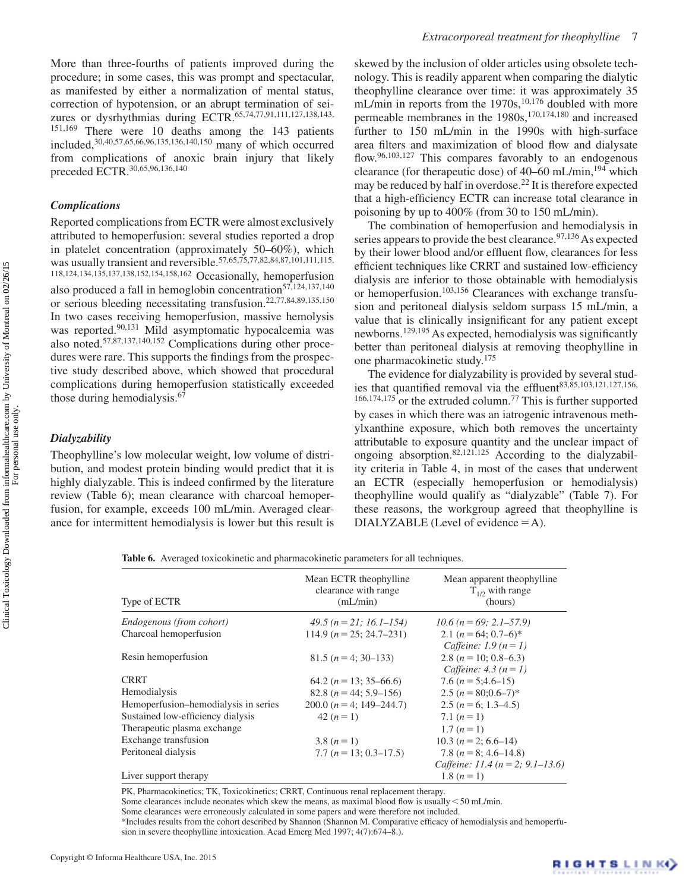More than three-fourths of patients improved during the procedure; in some cases, this was prompt and spectacular, as manifested by either a normalization of mental status, correction of hypotension, or an abrupt termination of seizures or dysrhythmias during ECTR.[65,74,77,91,111,127,138,143,151,169] There were 10 deaths among the 143 patients included,[30,40,57,65,66,96,135,136,140,150] many of which occurred from complications of anoxic brain injury that likely preceded ECTR.[30,65,96,136,140]

### *Complications*

Reported complications from ECTR were almost exclusively attributed to hemoperfusion: several studies reported a drop in platelet concentration (approximately 50–60%), which was usually transient and reversible.[57,65,75,77,82,84,87,101,111,115,118,124,134,135,137,138,152,154,158,162] Occasionally, hemoperfusion also produced a fall in hemoglobin concentration[57,124,137,140] or serious bleeding necessitating transfusion.[22,77,84,89,135,150] In two cases receiving hemoperfusion, massive hemolysis was reported.[90,131] Mild asymptomatic hypocalcemia was also noted.[57,87,137,140,152] Complications during other procedures were rare. This supports the findings from the prospective study described above, which showed that procedural complications during hemoperfusion statistically exceeded those during hemodialysis.[67]

### *Dialyzability*

Theophylline's low molecular weight, low volume of distribution, and modest protein binding would predict that it is highly dialyzable. This is indeed confirmed by the literature review (Table 6); mean clearance with charcoal hemoperfusion, for example, exceeds 100 mL/min. Averaged clearance for intermittent hemodialysis is lower but this result is skewed by the inclusion of older articles using obsolete technology. This is readily apparent when comparing the dialytic theophylline clearance over time: it was approximately 35 mL/min in reports from the 1970s,[10,176] doubled with more permeable membranes in the 1980s,[170,174,180] and increased further to 150 mL/min in the 1990s with high-surface area filters and maximization of blood flow and dialysate flow.[96,103,127] This compares favorably to an endogenous clearance (for therapeutic dose) of 40–60 mL/min,[194] which may be reduced by half in overdose.[22] It is therefore expected that a high-efficiency ECTR can increase total clearance in poisoning by up to 400% (from 30 to 150 mL/min).

The combination of hemoperfusion and hemodialysis in series appears to provide the best clearance.[97,136] As expected by their lower blood and/or effluent flow, clearances for less efficient techniques like CRRT and sustained low-efficiency dialysis are inferior to those obtainable with hemodialysis or hemoperfusion.[103,156] Clearances with exchange transfusion and peritoneal dialysis seldom surpass 15 mL/min, a value that is clinically insignificant for any patient except newborns.[129,195] As expected, hemodialysis was significantly better than peritoneal dialysis at removing theophylline in one pharmacokinetic study.[175]

The evidence for dialyzability is provided by several studies that quantified removal via the effluent[83,85,103,121,127,156,166,174,175] or the extruded column.[77] This is further supported by cases in which there was an iatrogenic intravenous methylxanthine exposure, which both removes the uncertainty attributable to exposure quantity and the unclear impact of ongoing absorption.[82,121,125] According to the dialyzability criteria in Table 4, in most of the cases that underwent an ECTR (especially hemoperfusion or hemodialysis) theophylline would qualify as "dialyzable" (Table 7). For these reasons, the workgroup agreed that theophylline is DIALYZABLE (Level of evidence = A).

**Table 6.** Averaged toxicokinetic and pharmacokinetic parameters for all techniques.

| Type of ECTR | Mean ECTR theophylline clearance with range (mL/min) | Mean apparent theophylline $T_{1/2}$ with range (hours) |
|---|---|---|
| *Endogenous (from cohort)* | *49.5 (n = 21; 16.1–154)* | *10.6 (n = 69; 2.1–57.9)* |
| Charcoal hemoperfusion | 114.9 (n = 25; 24.7–231) | 2.1 (n = 64; 0.7–6)*<br>*Caffeine: 1.9 (n = 1)* |
| Resin hemoperfusion | 81.5 (n = 4; 30–133) | 2.8 (n = 10; 0.8–6.3)<br>*Caffeine: 4.3 (n = 1)* |
| CRRT | 64.2 (n = 13; 35–66.6) | 7.6 (n = 5;4.6–15) |
| Hemodialysis | 82.8 (n = 44; 5.9–156) | 2.5 (n = 80;0.6–7)* |
| Hemoperfusion–hemodialysis in series | 200.0 (n = 4; 149–244.7) | 2.5 (n = 6; 1.3–4.5) |
| Sustained low-efficiency dialysis | 42 (n = 1) | 7.1 (n = 1) |
| Therapeutic plasma exchange | | 1.7 (n = 1) |
| Exchange transfusion | 3.8 (n = 1) | 10.3 (n = 2; 6.6–14) |
| Peritoneal dialysis | 7.7 (n = 13; 0.3–17.5) | 7.8 (n = 8; 4.6–14.8)<br>*Caffeine: 11.4 (n = 2; 9.1–13.6)* |
| Liver support therapy | | 1.8 (n = 1) |

PK, Pharmacokinetics; TK, Toxicokinetics; CRRT, Continuous renal replacement therapy.
Some clearances include neonates which skew the means, as maximal blood flow is usually < 50 mL/min.
Some clearances were erroneously calculated in some papers and were therefore not included.
*Includes results from the cohort described by Shannon (Shannon M. Comparative efficacy of hemodialysis and hemoperfusion in severe theophylline intoxication. Acad Emerg Med 1997; 4(7):674–8.).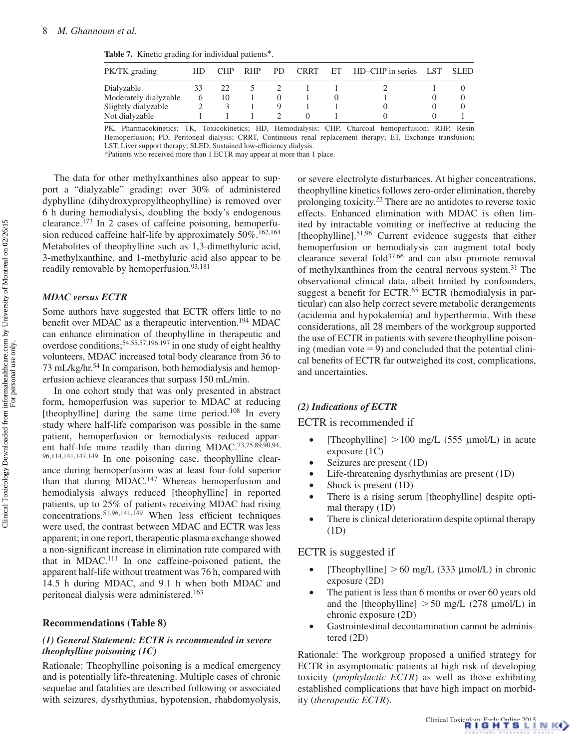**Table 7.** Kinetic grading for individual patients*.

| PK/TK grading | HD | CHP | RHP | PD | CRRT | ET | HD–CHP in series | LST | SLED |
|---|---|---|---|---|---|---|---|---|---|
| Dialyzable | 33 | 22 | 5 | 2 | 1 | 1 | 2 | 1 | 0 |
| Moderately dialyzable | 6 | 10 | 1 | 0 | 1 | 0 | 1 | 0 | 0 |
| Slightly dialyzable | 2 | 3 | 1 | 9 | 1 | 1 | 0 | 0 | 0 |
| Not dialyzable | 1 | 1 | 1 | 2 | 0 | 1 | 0 | 0 | 1 |

PK, Pharmacokinetics; TK, Toxicokinetics; HD, Hemodialysis; CHP, Charcoal hemoperfusion; RHP, Resin Hemoperfusion; PD, Peritoneal dialysis; CRRT, Continuous renal replacement therapy; ET, Exchange transfusion; LST, Liver support therapy; SLED, Sustained low-efficiency dialysis.
*Patients who received more than 1 ECTR may appear at more than 1 place.

The data for other methylxanthines also appear to support a "dialyzable" grading: over 30% of administered dyphylline (dihydroxypropyltheophylline) is removed over 6 h during hemodialysis, doubling the body's endogenous clearance.[173] In 2 cases of caffeine poisoning, hemoperfusion reduced caffeine half-life by approximately 50%.[162,164] Metabolites of theophylline such as 1,3-dimethyluric acid, 3-methylxanthine, and 1-methyluric acid also appear to be readily removable by hemoperfusion.[93,181]

#### *MDAC versus ECTR*

Some authors have suggested that ECTR offers little to no benefit over MDAC as a therapeutic intervention.[194] MDAC can enhance elimination of theophylline in therapeutic and overdose conditions;[54,55,57,196,197] in one study of eight healthy volunteers, MDAC increased total body clearance from 36 to 73 mL/kg/hr.[54] In comparison, both hemodialysis and hemoperfusion achieve clearances that surpass 150 mL/min.

In one cohort study that was only presented in abstract form, hemoperfusion was superior to MDAC at reducing [theophylline] during the same time period.[108] In every study where half-life comparison was possible in the same patient, hemoperfusion or hemodialysis reduced apparent half-life more readily than during MDAC.[73,75,89,90,94,96,114,141,147,149] In one poisoning case, theophylline clearance during hemoperfusion was at least four-fold superior than that during MDAC.[147] Whereas hemoperfusion and hemodialysis always reduced [theophylline] in reported patients, up to 25% of patients receiving MDAC had rising concentrations.[51,96,141,149] When less efficient techniques were used, the contrast between MDAC and ECTR was less apparent; in one report, therapeutic plasma exchange showed a non-significant increase in elimination rate compared with that in MDAC.[111] In one caffeine-poisoned patient, the apparent half-life without treatment was 76 h, compared with 14.5 h during MDAC, and 9.1 h when both MDAC and peritoneal dialysis were administered.[163]

### Recommendations (Table 8)

#### *(1) General Statement: ECTR is recommended in severe theophylline poisoning (1C)*

Rationale: Theophylline poisoning is a medical emergency and is potentially life-threatening. Multiple cases of chronic sequelae and fatalities are described following or associated with seizures, dysrhythmias, hypotension, rhabdomyolysis, or severe electrolyte disturbances. At higher concentrations, theophylline kinetics follows zero-order elimination, thereby prolonging toxicity.[22] There are no antidotes to reverse toxic effects. Enhanced elimination with MDAC is often limited by intractable vomiting or ineffective at reducing the [theophylline].[51,96] Current evidence suggests that either hemoperfusion or hemodialysis can augment total body clearance several fold[37,66] and can also promote removal of methylxanthines from the central nervous system.[31] The observational clinical data, albeit limited by confounders, suggest a benefit for ECTR.[65] ECTR (hemodialysis in particular) can also help correct severe metabolic derangements (acidemia and hypokalemia) and hyperthermia. With these considerations, all 28 members of the workgroup supported the use of ECTR in patients with severe theophylline poisoning (median vote = 9) and concluded that the potential clinical benefits of ECTR far outweighed its cost, complications, and uncertainties.

#### *(2) Indications of ECTR*

ECTR is recommended if

- [Theophylline] > 100 mg/L (555 µmol/L) in acute exposure (1C)
- Seizures are present (1D)
- Life-threatening dysrhythmias are present (1D)
- Shock is present (1D)
- There is a rising serum [theophylline] despite optimal therapy (1D)
- There is clinical deterioration despite optimal therapy (1D)

ECTR is suggested if

- [Theophylline] > 60 mg/L (333 µmol/L) in chronic exposure (2D)
- The patient is less than 6 months or over 60 years old and the [theophylline] > 50 mg/L (278 µmol/L) in chronic exposure (2D)
- Gastrointestinal decontamination cannot be administered (2D)

Rationale: The workgroup proposed a unified strategy for ECTR in asymptomatic patients at high risk of developing toxicity (*prophylactic ECTR*) as well as those exhibiting established complications that have high impact on morbidity (*therapeutic ECTR*).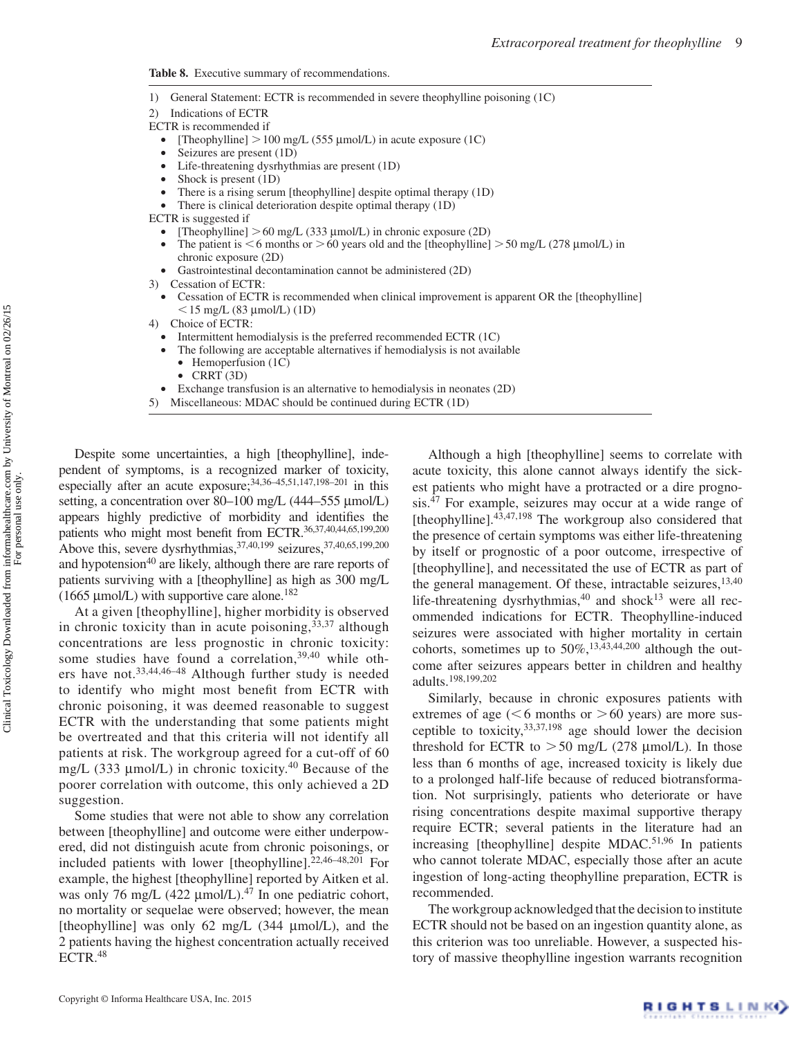**Table 8.** Executive summary of recommendations.

1) General Statement: ECTR is recommended in severe theophylline poisoning (1C)
2) Indications of ECTR

ECTR is recommended if

- [Theophylline] > 100 mg/L (555 μmol/L) in acute exposure (1C)
- Seizures are present (1D)
- Life-threatening dysrhythmias are present (1D)
- Shock is present (1D)
- There is a rising serum [theophylline] despite optimal therapy (1D)
- There is clinical deterioration despite optimal therapy (1D)

ECTR is suggested if

- [Theophylline] > 60 mg/L (333 μmol/L) in chronic exposure (2D)
- The patient is < 6 months or > 60 years old and the [theophylline] > 50 mg/L (278 μmol/L) in chronic exposure (2D)
- Gastrointestinal decontamination cannot be administered (2D)

3) Cessation of ECTR:
   - Cessation of ECTR is recommended when clinical improvement is apparent OR the [theophylline] < 15 mg/L (83 μmol/L) (1D)
4) Choice of ECTR:
   - Intermittent hemodialysis is the preferred recommended ECTR (1C)
   - The following are acceptable alternatives if hemodialysis is not available
     - Hemoperfusion (1C)
     - CRRT (3D)
   - Exchange transfusion is an alternative to hemodialysis in neonates (2D)
5) Miscellaneous: MDAC should be continued during ECTR (1D)

Despite some uncertainties, a high [theophylline], independent of symptoms, is a recognized marker of toxicity, especially after an acute exposure;[34,36–45,51,147,198–201] in this setting, a concentration over 80–100 mg/L (444–555 μmol/L) appears highly predictive of morbidity and identifies the patients who might most benefit from ECTR.[36,37,40,44,65,199,200] Above this, severe dysrhythmias,[37,40,199] seizures,[37,40,65,199,200] and hypotension[40] are likely, although there are rare reports of patients surviving with a [theophylline] as high as 300 mg/L (1665 μmol/L) with supportive care alone.[182]

At a given [theophylline], higher morbidity is observed in chronic toxicity than in acute poisoning,[33,37] although concentrations are less prognostic in chronic poisoning: some studies have found a correlation,[39,40] while others have not.[33,44,46–48] Although further study is needed to identify who might most benefit from ECTR with chronic poisoning, it was deemed reasonable to suggest ECTR with the understanding that some patients might be overtreated and that this criteria will not identify all patients at risk. The workgroup agreed for a cut-off of 60 mg/L (333 μmol/L) in chronic toxicity.[40] Because of the poorer correlation with outcome, this only achieved a 2D suggestion.

Some studies that were not able to show any correlation between [theophylline] and outcome were either underpowered, did not distinguish acute from chronic poisonings, or included patients with lower [theophylline].[22,46–48,201] For example, the highest [theophylline] reported by Aitken et al. was only 76 mg/L (422 μmol/L).[47] In one pediatric cohort, no mortality or sequelae were observed; however, the mean [theophylline] was only 62 mg/L (344 μmol/L), and the 2 patients having the highest concentration actually received ECTR.[48]

Although a high [theophylline] seems to correlate with acute toxicity, this alone cannot always identify the sickest patients who might have a protracted or a dire prognosis.[47] For example, seizures may occur at a wide range of [theophylline].[43,47,198] The workgroup also considered that the presence of certain symptoms was either life-threatening by itself or prognostic of a poor outcome, irrespective of [theophylline], and necessitated the use of ECTR as part of the general management. Of these, intractable seizures,[13,40] life-threatening dysrhythmias,[40] and shock[13] were all recommended indications for ECTR. Theophylline-induced seizures were associated with higher mortality in certain cohorts, sometimes up to 50%,[13,43,44,200] although the outcome after seizures appears better in children and healthy adults.[198,199,202]

Similarly, because in chronic exposures patients with extremes of age (< 6 months or > 60 years) are more susceptible to toxicity,[33,37,198] age should lower the decision threshold for ECTR to > 50 mg/L (278 μmol/L). In those less than 6 months of age, increased toxicity is likely due to a prolonged half-life because of reduced biotransformation. Not surprisingly, patients who deteriorate or have rising concentrations despite maximal supportive therapy require ECTR; several patients in the literature had an increasing [theophylline] despite MDAC.[51,96] In patients who cannot tolerate MDAC, especially those after an acute ingestion of long-acting theophylline preparation, ECTR is recommended.

The workgroup acknowledged that the decision to institute ECTR should not be based on an ingestion quantity alone, as this criterion was too unreliable. However, a suspected history of massive theophylline ingestion warrants recognition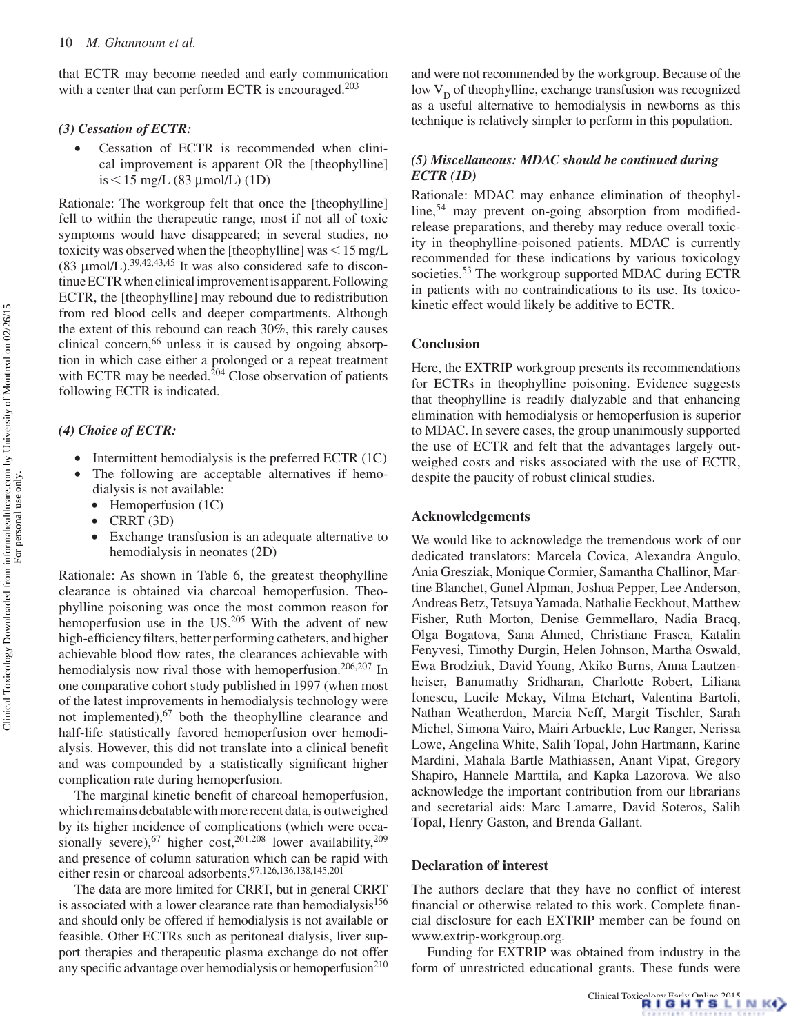that ECTR may become needed and early communication with a center that can perform ECTR is encouraged.[203]

*(3) Cessation of ECTR:*

- Cessation of ECTR is recommended when clinical improvement is apparent OR the [theophylline] is < 15 mg/L (83 μmol/L) (1D)

Rationale: The workgroup felt that once the [theophylline] fell to within the therapeutic range, most if not all of toxic symptoms would have disappeared; in several studies, no toxicity was observed when the [theophylline] was < 15 mg/L (83 μmol/L).[39,42,43,45] It was also considered safe to discontinue ECTR when clinical improvement is apparent. Following ECTR, the [theophylline] may rebound due to redistribution from red blood cells and deeper compartments. Although the extent of this rebound can reach 30%, this rarely causes clinical concern,[66] unless it is caused by ongoing absorption in which case either a prolonged or a repeat treatment with ECTR may be needed.[204] Close observation of patients following ECTR is indicated.

*(4) Choice of ECTR:*

- Intermittent hemodialysis is the preferred ECTR (1C)
- The following are acceptable alternatives if hemodialysis is not available:
  - Hemoperfusion (1C)
  - CRRT (3D)
  - Exchange transfusion is an adequate alternative to hemodialysis in neonates (2D)

Rationale: As shown in Table 6, the greatest theophylline clearance is obtained via charcoal hemoperfusion. Theophylline poisoning was once the most common reason for hemoperfusion use in the US.[205] With the advent of new high-efficiency filters, better performing catheters, and higher achievable blood flow rates, the clearances achievable with hemodialysis now rival those with hemoperfusion.[206,207] In one comparative cohort study published in 1997 (when most of the latest improvements in hemodialysis technology were not implemented),[67] both the theophylline clearance and half-life statistically favored hemoperfusion over hemodialysis. However, this did not translate into a clinical benefit and was compounded by a statistically significant higher complication rate during hemoperfusion.

The marginal kinetic benefit of charcoal hemoperfusion, which remains debatable with more recent data, is outweighed by its higher incidence of complications (which were occasionally severe),[67] higher cost,[201,208] lower availability,[209] and presence of column saturation which can be rapid with either resin or charcoal adsorbents.[97,126,136,138,145,201]

The data are more limited for CRRT, but in general CRRT is associated with a lower clearance rate than hemodialysis[156] and should only be offered if hemodialysis is not available or feasible. Other ECTRs such as peritoneal dialysis, liver support therapies and therapeutic plasma exchange do not offer any specific advantage over hemodialysis or hemoperfusion[210] and were not recommended by the workgroup. Because of the low $V_D$ of theophylline, exchange transfusion was recognized as a useful alternative to hemodialysis in newborns as this technique is relatively simpler to perform in this population.

*(5) Miscellaneous: MDAC should be continued during ECTR (1D)*

Rationale: MDAC may enhance elimination of theophylline,[54] may prevent on-going absorption from modified-release preparations, and thereby may reduce overall toxicity in theophylline-poisoned patients. MDAC is currently recommended for these indications by various toxicology societies.[53] The workgroup supported MDAC during ECTR in patients with no contraindications to its use. Its toxicokinetic effect would likely be additive to ECTR.

## Conclusion

Here, the EXTRIP workgroup presents its recommendations for ECTRs in theophylline poisoning. Evidence suggests that theophylline is readily dialyzable and that enhancing elimination with hemodialysis or hemoperfusion is superior to MDAC. In severe cases, the group unanimously supported the use of ECTR and felt that the advantages largely outweighed costs and risks associated with the use of ECTR, despite the paucity of robust clinical studies.

## Acknowledgements

We would like to acknowledge the tremendous work of our dedicated translators: Marcela Covica, Alexandra Angulo, Ania Gresziak, Monique Cormier, Samantha Challinor, Martine Blanchet, Gunel Alpman, Joshua Pepper, Lee Anderson, Andreas Betz, Tetsuya Yamada, Nathalie Eeckhout, Matthew Fisher, Ruth Morton, Denise Gemmellaro, Nadia Bracq, Olga Bogatova, Sana Ahmed, Christiane Frasca, Katalin Fenyvesi, Timothy Durgin, Helen Johnson, Martha Oswald, Ewa Brodziuk, David Young, Akiko Burns, Anna Lautzenheiser, Banumathy Sridharan, Charlotte Robert, Liliana Ionescu, Lucile Mckay, Vilma Etchart, Valentina Bartoli, Nathan Weatherdon, Marcia Neff, Margit Tischler, Sarah Michel, Simona Vairo, Mairi Arbuckle, Luc Ranger, Nerissa Lowe, Angelina White, Salih Topal, John Hartmann, Karine Mardini, Mahala Bartle Mathiassen, Anant Vipat, Gregory Shapiro, Hannele Marttila, and Kapka Lazorova. We also acknowledge the important contribution from our librarians and secretarial aids: Marc Lamarre, David Soteros, Salih Topal, Henry Gaston, and Brenda Gallant.

## Declaration of interest

The authors declare that they have no conflict of interest financial or otherwise related to this work. Complete financial disclosure for each EXTRIP member can be found on www.extrip-workgroup.org.

Funding for EXTRIP was obtained from industry in the form of unrestricted educational grants. These funds were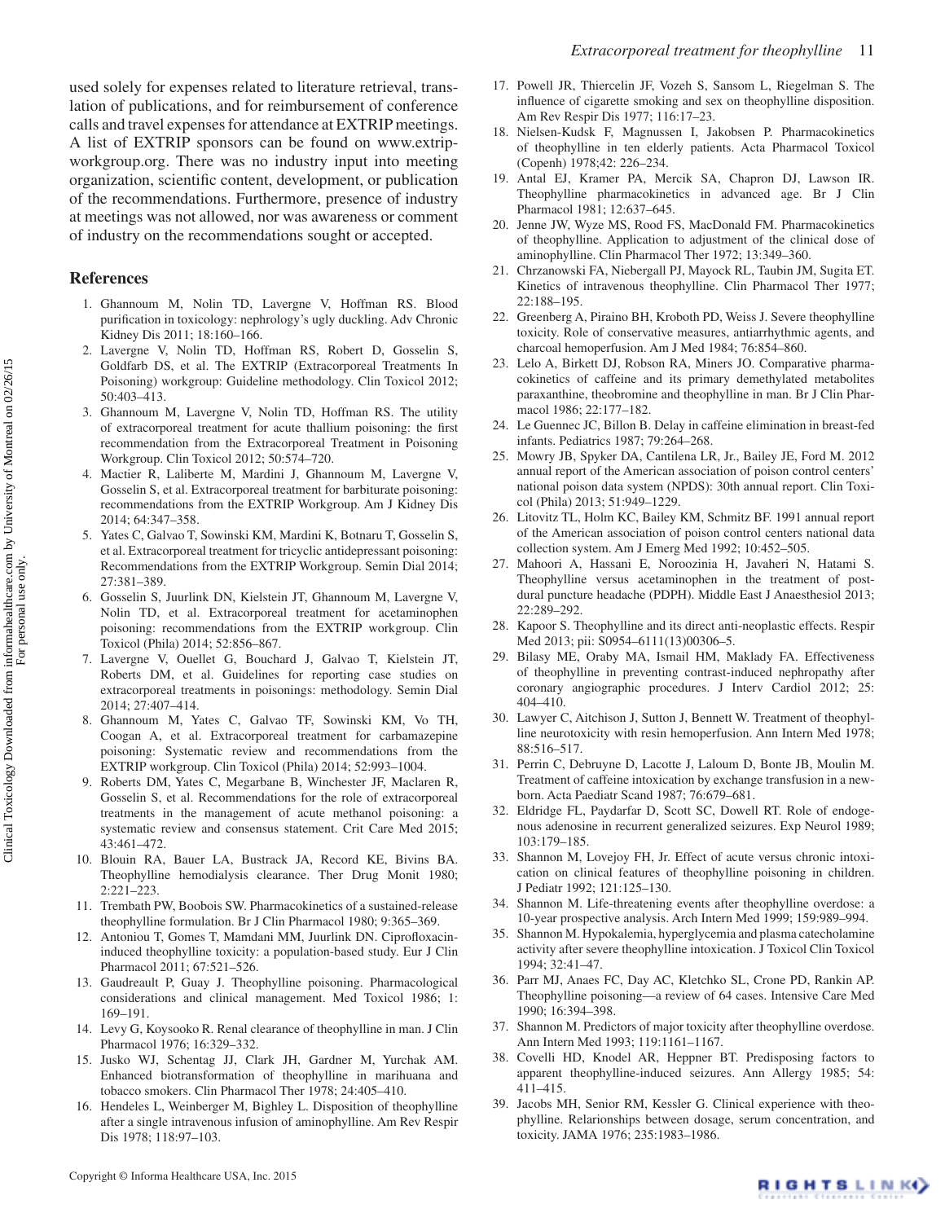used solely for expenses related to literature retrieval, translation of publications, and for reimbursement of conference calls and travel expenses for attendance at EXTRIP meetings. A list of EXTRIP sponsors can be found on www.extrip-workgroup.org. There was no industry input into meeting organization, scientific content, development, or publication of the recommendations. Furthermore, presence of industry at meetings was not allowed, nor was awareness or comment of industry on the recommendations sought or accepted.

## References

1. Ghannoum M, Nolin TD, Lavergne V, Hoffman RS. Blood purification in toxicology: nephrology's ugly duckling. Adv Chronic Kidney Dis 2011; 18:160–166.
2. Lavergne V, Nolin TD, Hoffman RS, Robert D, Gosselin S, Goldfarb DS, et al. The EXTRIP (Extracorporeal Treatments In Poisoning) workgroup: Guideline methodology. Clin Toxicol 2012; 50:403–413.
3. Ghannoum M, Lavergne V, Nolin TD, Hoffman RS. The utility of extracorporeal treatment for acute thallium poisoning: the first recommendation from the Extracorporeal Treatment in Poisoning Workgroup. Clin Toxicol 2012; 50:574–720.
4. Mactier R, Laliberte M, Mardini J, Ghannoum M, Lavergne V, Gosselin S, et al. Extracorporeal treatment for barbiturate poisoning: recommendations from the EXTRIP Workgroup. Am J Kidney Dis 2014; 64:347–358.
5. Yates C, Galvao T, Sowinski KM, Mardini K, Botnaru T, Gosselin S, et al. Extracorporeal treatment for tricyclic antidepressant poisoning: Recommendations from the EXTRIP Workgroup. Semin Dial 2014; 27:381–389.
6. Gosselin S, Juurlink DN, Kielstein JT, Ghannoum M, Lavergne V, Nolin TD, et al. Extracorporeal treatment for acetaminophen poisoning: recommendations from the EXTRIP workgroup. Clin Toxicol (Phila) 2014; 52:856–867.
7. Lavergne V, Ouellet G, Bouchard J, Galvao T, Kielstein JT, Roberts DM, et al. Guidelines for reporting case studies on extracorporeal treatments in poisonings: methodology. Semin Dial 2014; 27:407–414.
8. Ghannoum M, Yates C, Galvao TF, Sowinski KM, Vo TH, Coogan A, et al. Extracorporeal treatment for carbamazepine poisoning: Systematic review and recommendations from the EXTRIP workgroup. Clin Toxicol (Phila) 2014; 52:993–1004.
9. Roberts DM, Yates C, Megarbane B, Winchester JF, Maclaren R, Gosselin S, et al. Recommendations for the role of extracorporeal treatments in the management of acute methanol poisoning: a systematic review and consensus statement. Crit Care Med 2015; 43:461–472.
10. Blouin RA, Bauer LA, Bustrack JA, Record KE, Bivins BA. Theophylline hemodialysis clearance. Ther Drug Monit 1980; 2:221–223.
11. Trembath PW, Boobois SW. Pharmacokinetics of a sustained-release theophylline formulation. Br J Clin Pharmacol 1980; 9:365–369.
12. Antoniou T, Gomes T, Mamdani MM, Juurlink DN. Ciprofloxacin-induced theophylline toxicity: a population-based study. Eur J Clin Pharmacol 2011; 67:521–526.
13. Gaudreault P, Guay J. Theophylline poisoning. Pharmacological considerations and clinical management. Med Toxicol 1986; 1: 169–191.
14. Levy G, Koysooko R. Renal clearance of theophylline in man. J Clin Pharmacol 1976; 16:329–332.
15. Jusko WJ, Schentag JJ, Clark JH, Gardner M, Yurchak AM. Enhanced biotransformation of theophylline in marihuana and tobacco smokers. Clin Pharmacol Ther 1978; 24:405–410.
16. Hendeles L, Weinberger M, Bighley L. Disposition of theophylline after a single intravenous infusion of aminophylline. Am Rev Respir Dis 1978; 118:97–103.
17. Powell JR, Thiercelin JF, Vozeh S, Sansom L, Riegelman S. The influence of cigarette smoking and sex on theophylline disposition. Am Rev Respir Dis 1977; 116:17–23.
18. Nielsen-Kudsk F, Magnussen I, Jakobsen P. Pharmacokinetics of theophylline in ten elderly patients. Acta Pharmacol Toxicol (Copenh) 1978;42: 226–234.
19. Antal EJ, Kramer PA, Mercik SA, Chapron DJ, Lawson IR. Theophylline pharmacokinetics in advanced age. Br J Clin Pharmacol 1981; 12:637–645.
20. Jenne JW, Wyze MS, Rood FS, MacDonald FM. Pharmacokinetics of theophylline. Application to adjustment of the clinical dose of aminophylline. Clin Pharmacol Ther 1972; 13:349–360.
21. Chrzanowski FA, Niebergall PJ, Mayock RL, Taubin JM, Sugita ET. Kinetics of intravenous theophylline. Clin Pharmacol Ther 1977; 22:188–195.
22. Greenberg A, Piraino BH, Kroboth PD, Weiss J. Severe theophylline toxicity. Role of conservative measures, antiarrhythmic agents, and charcoal hemoperfusion. Am J Med 1984; 76:854–860.
23. Lelo A, Birkett DJ, Robson RA, Miners JO. Comparative pharmacokinetics of caffeine and its primary demethylated metabolites paraxanthine, theobromine and theophylline in man. Br J Clin Pharmacol 1986; 22:177–182.
24. Le Guennec JC, Billon B. Delay in caffeine elimination in breast-fed infants. Pediatrics 1987; 79:264–268.
25. Mowry JB, Spyker DA, Cantilena LR, Jr., Bailey JE, Ford M. 2012 annual report of the American association of poison control centers' national poison data system (NPDS): 30th annual report. Clin Toxicol (Phila) 2013; 51:949–1229.
26. Litovitz TL, Holm KC, Bailey KM, Schmitz BF. 1991 annual report of the American association of poison control centers national data collection system. Am J Emerg Med 1992; 10:452–505.
27. Mahoori A, Hassani E, Noroozinia H, Javaheri N, Hatami S. Theophylline versus acetaminophen in the treatment of post-dural puncture headache (PDPH). Middle East J Anaesthesiol 2013; 22:289–292.
28. Kapoor S. Theophylline and its direct anti-neoplastic effects. Respir Med 2013; pii: S0954–6111(13)00306–5.
29. Bilasy ME, Oraby MA, Ismail HM, Maklady FA. Effectiveness of theophylline in preventing contrast-induced nephropathy after coronary angiographic procedures. J Interv Cardiol 2012; 25: 404–410.
30. Lawyer C, Aitchison J, Sutton J, Bennett W. Treatment of theophylline neurotoxicity with resin hemoperfusion. Ann Intern Med 1978; 88:516–517.
31. Perrin C, Debruyne D, Lacotte J, Laloum D, Bonte JB, Moulin M. Treatment of caffeine intoxication by exchange transfusion in a newborn. Acta Paediatr Scand 1987; 76:679–681.
32. Eldridge FL, Paydarfar D, Scott SC, Dowell RT. Role of endogenous adenosine in recurrent generalized seizures. Exp Neurol 1989; 103:179–185.
33. Shannon M, Lovejoy FH, Jr. Effect of acute versus chronic intoxication on clinical features of theophylline poisoning in children. J Pediatr 1992; 121:125–130.
34. Shannon M. Life-threatening events after theophylline overdose: a 10-year prospective analysis. Arch Intern Med 1999; 159:989–994.
35. Shannon M. Hypokalemia, hyperglycemia and plasma catecholamine activity after severe theophylline intoxication. J Toxicol Clin Toxicol 1994; 32:41–47.
36. Parr MJ, Anaes FC, Day AC, Kletchko SL, Crone PD, Rankin AP. Theophylline poisoning—a review of 64 cases. Intensive Care Med 1990; 16:394–398.
37. Shannon M. Predictors of major toxicity after theophylline overdose. Ann Intern Med 1993; 119:1161–1167.
38. Covelli HD, Knodel AR, Heppner BT. Predisposing factors to apparent theophylline-induced seizures. Ann Allergy 1985; 54: 411–415.
39. Jacobs MH, Senior RM, Kessler G. Clinical experience with theophylline. Relarionships between dosage, serum concentration, and toxicity. JAMA 1976; 235:1983–1986.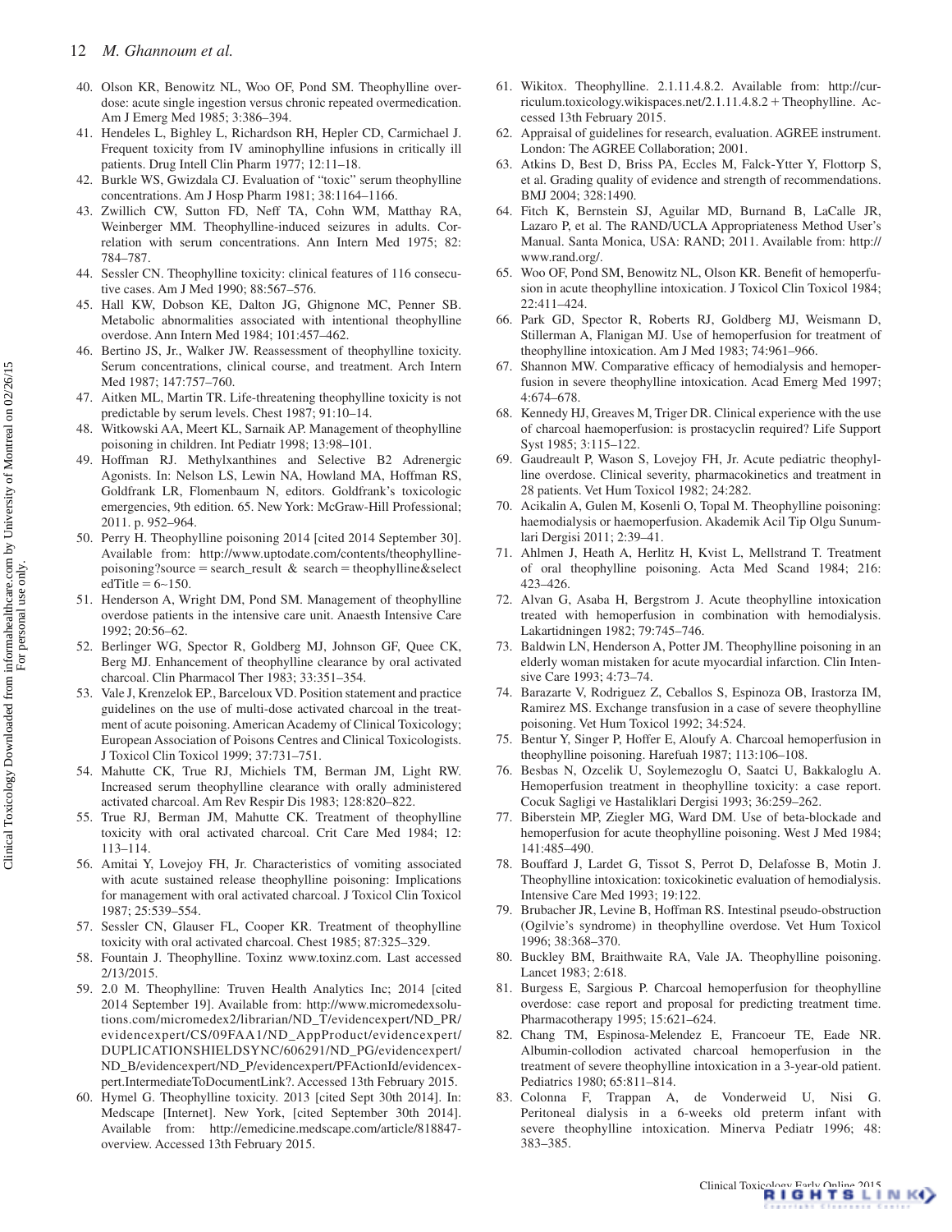40. Olson KR, Benowitz NL, Woo OF, Pond SM. Theophylline overdose: acute single ingestion versus chronic repeated overmedication. Am J Emerg Med 1985; 3:386–394.
41. Hendeles L, Bighley L, Richardson RH, Hepler CD, Carmichael J. Frequent toxicity from IV aminophylline infusions in critically ill patients. Drug Intell Clin Pharm 1977; 12:11–18.
42. Burkle WS, Gwizdala CJ. Evaluation of "toxic" serum theophylline concentrations. Am J Hosp Pharm 1981; 38:1164–1166.
43. Zwillich CW, Sutton FD, Neff TA, Cohn WM, Matthay RA, Weinberger MM. Theophylline-induced seizures in adults. Correlation with serum concentrations. Ann Intern Med 1975; 82: 784–787.
44. Sessler CN. Theophylline toxicity: clinical features of 116 consecutive cases. Am J Med 1990; 88:567–576.
45. Hall KW, Dobson KE, Dalton JG, Ghignone MC, Penner SB. Metabolic abnormalities associated with intentional theophylline overdose. Ann Intern Med 1984; 101:457–462.
46. Bertino JS, Jr., Walker JW. Reassessment of theophylline toxicity. Serum concentrations, clinical course, and treatment. Arch Intern Med 1987; 147:757–760.
47. Aitken ML, Martin TR. Life-threatening theophylline toxicity is not predictable by serum levels. Chest 1987; 91:10–14.
48. Witkowski AA, Meert KL, Sarnaik AP. Management of theophylline poisoning in children. Int Pediatr 1998; 13:98–101.
49. Hoffman RJ. Methylxanthines and Selective B2 Adrenergic Agonists. In: Nelson LS, Lewin NA, Howland MA, Hoffman RS, Goldfrank LR, Flomenbaum N, editors. Goldfrank's toxicologic emergencies, 9th edition. 65. New York: McGraw-Hill Professional; 2011. p. 952–964.
50. Perry H. Theophylline poisoning 2014 [cited 2014 September 30]. Available from: http://www.uptodate.com/contents/theophylline-poisoning?source = search_result & search = theophylline&selectedTitle = 6~150.
51. Henderson A, Wright DM, Pond SM. Management of theophylline overdose patients in the intensive care unit. Anaesth Intensive Care 1992; 20:56–62.
52. Berlinger WG, Spector R, Goldberg MJ, Johnson GF, Quee CK, Berg MJ. Enhancement of theophylline clearance by oral activated charcoal. Clin Pharmacol Ther 1983; 33:351–354.
53. Vale J, Krenzelok EP., Barceloux VD. Position statement and practice guidelines on the use of multi-dose activated charcoal in the treatment of acute poisoning. American Academy of Clinical Toxicology; European Association of Poisons Centres and Clinical Toxicologists. J Toxicol Clin Toxicol 1999; 37:731–751.
54. Mahutte CK, True RJ, Michiels TM, Berman JM, Light RW. Increased serum theophylline clearance with orally administered activated charcoal. Am Rev Respir Dis 1983; 128:820–822.
55. True RJ, Berman JM, Mahutte CK. Treatment of theophylline toxicity with oral activated charcoal. Crit Care Med 1984; 12: 113–114.
56. Amitai Y, Lovejoy FH, Jr. Characteristics of vomiting associated with acute sustained release theophylline poisoning: Implications for management with oral activated charcoal. J Toxicol Clin Toxicol 1987; 25:539–554.
57. Sessler CN, Glauser FL, Cooper KR. Treatment of theophylline toxicity with oral activated charcoal. Chest 1985; 87:325–329.
58. Fountain J. Theophylline. Toxinz www.toxinz.com. Last accessed 2/13/2015.
59. 2.0 M. Theophylline: Truven Health Analytics Inc; 2014 [cited 2014 September 19]. Available from: http://www.micromedexsolutions.com/micromedex2/librarian/ND_T/evidencexpert/ND_PR/evidencexpert/CS/09FAA1/ND_AppProduct/evidencexpert/DUPLICATIONSHIELDSYNC/606291/ND_PG/evidencexpert/ND_B/evidencexpert/ND_P/evidencexpert/PFActionId/evidencexpert.IntermediateToDocumentLink?. Accessed 13th February 2015.
60. Hymel G. Theophylline toxicity. 2013 [cited Sept 30th 2014]. In: Medscape [Internet]. New York, [cited September 30th 2014]. Available from: http://emedicine.medscape.com/article/818847-overview. Accessed 13th February 2015.
61. Wikitox. Theophylline. 2.1.11.4.8.2. Available from: http://curriculum.toxicology.wikispaces.net/2.1.11.4.8.2 + Theophylline. Accessed 13th February 2015.
62. Appraisal of guidelines for research, evaluation. AGREE instrument. London: The AGREE Collaboration; 2001.
63. Atkins D, Best D, Briss PA, Eccles M, Falck-Ytter Y, Flottorp S, et al. Grading quality of evidence and strength of recommendations. BMJ 2004; 328:1490.
64. Fitch K, Bernstein SJ, Aguilar MD, Burnand B, LaCalle JR, Lazaro P, et al. The RAND/UCLA Appropriateness Method User's Manual. Santa Monica, USA: RAND; 2011. Available from: http://www.rand.org/.
65. Woo OF, Pond SM, Benowitz NL, Olson KR. Benefit of hemoperfusion in acute theophylline intoxication. J Toxicol Clin Toxicol 1984; 22:411–424.
66. Park GD, Spector R, Roberts RJ, Goldberg MJ, Weismann D, Stillerman A, Flanigan MJ. Use of hemoperfusion for treatment of theophylline intoxication. Am J Med 1983; 74:961–966.
67. Shannon MW. Comparative efficacy of hemodialysis and hemoperfusion in severe theophylline intoxication. Acad Emerg Med 1997; 4:674–678.
68. Kennedy HJ, Greaves M, Triger DR. Clinical experience with the use of charcoal haemoperfusion: is prostacyclin required? Life Support Syst 1985; 3:115–122.
69. Gaudreault P, Wason S, Lovejoy FH, Jr. Acute pediatric theophylline overdose. Clinical severity, pharmacokinetics and treatment in 28 patients. Vet Hum Toxicol 1982; 24:282.
70. Acikalin A, Gulen M, Kosenli O, Topal M. Theophylline poisoning: haemodialysis or haemoperfusion. Akademik Acil Tip Olgu Sunumlari Dergisi 2011; 2:39–41.
71. Ahlmen J, Heath A, Herlitz H, Kvist L, Mellstrand T. Treatment of oral theophylline poisoning. Acta Med Scand 1984; 216: 423–426.
72. Alvan G, Asaba H, Bergstrom J. Acute theophylline intoxication treated with hemoperfusion in combination with hemodialysis. Lakartidningen 1982; 79:745–746.
73. Baldwin LN, Henderson A, Potter JM. Theophylline poisoning in an elderly woman mistaken for acute myocardial infarction. Clin Intensive Care 1993; 4:73–74.
74. Barazarte V, Rodriguez Z, Ceballos S, Espinoza OB, Irastorza IM, Ramirez MS. Exchange transfusion in a case of severe theophylline poisoning. Vet Hum Toxicol 1992; 34:524.
75. Bentur Y, Singer P, Hoffer E, Aloufy A. Charcoal hemoperfusion in theophylline poisoning. Harefuah 1987; 113:106–108.
76. Besbas N, Ozcelik U, Soylemezoglu O, Saatci U, Bakkaloglu A. Hemoperfusion treatment in theophylline toxicity: a case report. Cocuk Sagligi ve Hastaliklari Dergisi 1993; 36:259–262.
77. Biberstein MP, Ziegler MG, Ward DM. Use of beta-blockade and hemoperfusion for acute theophylline poisoning. West J Med 1984; 141:485–490.
78. Bouffard J, Lardet G, Tissot S, Perrot D, Delafosse B, Motin J. Theophylline intoxication: toxicokinetic evaluation of hemodialysis. Intensive Care Med 1993; 19:122.
79. Brubacher JR, Levine B, Hoffman RS. Intestinal pseudo-obstruction (Ogilvie's syndrome) in theophylline overdose. Vet Hum Toxicol 1996; 38:368–370.
80. Buckley BM, Braithwaite RA, Vale JA. Theophylline poisoning. Lancet 1983; 2:618.
81. Burgess E, Sargious P. Charcoal hemoperfusion for theophylline overdose: case report and proposal for predicting treatment time. Pharmacotherapy 1995; 15:621–624.
82. Chang TM, Espinosa-Melendez E, Francoeur TE, Eade NR. Albumin-collodion activated charcoal hemoperfusion in the treatment of severe theophylline intoxication in a 3-year-old patient. Pediatrics 1980; 65:811–814.
83. Colonna F, Trappan A, de Vonderweid U, Nisi G. Peritoneal dialysis in a 6-weeks old preterm infant with severe theophylline intoxication. Minerva Pediatr 1996; 48: 383–385.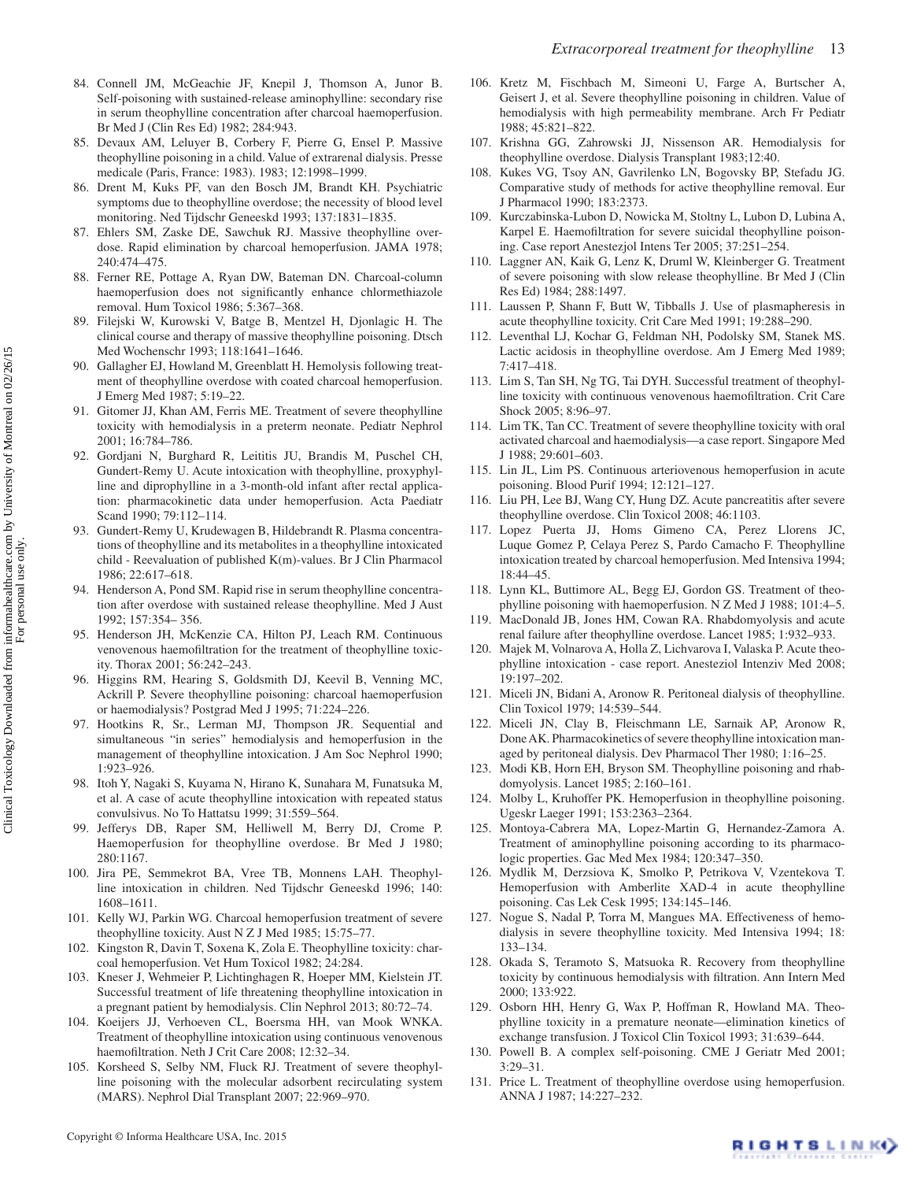84. Connell JM, McGeachie JF, Knepil J, Thomson A, Junor B. Self-poisoning with sustained-release aminophylline: secondary rise in serum theophylline concentration after charcoal haemoperfusion. Br Med J (Clin Res Ed) 1982; 284:943.
85. Devaux AM, Leluyer B, Corbery F, Pierre G, Ensel P. Massive theophylline poisoning in a child. Value of extrarenal dialysis. Presse medicale (Paris, France: 1983). 1983; 12:1998–1999.
86. Drent M, Kuks PF, van den Bosch JM, Brandt KH. Psychiatric symptoms due to theophylline overdose; the necessity of blood level monitoring. Ned Tijdschr Geneeskd 1993; 137:1831–1835.
87. Ehlers SM, Zaske DE, Sawchuk RJ. Massive theophylline overdose. Rapid elimination by charcoal hemoperfusion. JAMA 1978; 240:474–475.
88. Ferner RE, Pottage A, Ryan DW, Bateman DN. Charcoal-column haemoperfusion does not significantly enhance chlormethiazole removal. Hum Toxicol 1986; 5:367–368.
89. Filejski W, Kurowski V, Batge B, Mentzel H, Djonlagic H. The clinical course and therapy of massive theophylline poisoning. Dtsch Med Wochenschr 1993; 118:1641–1646.
90. Gallagher EJ, Howland M, Greenblatt H. Hemolysis following treatment of theophylline overdose with coated charcoal hemoperfusion. J Emerg Med 1987; 5:19–22.
91. Gitomer JJ, Khan AM, Ferris ME. Treatment of severe theophylline toxicity with hemodialysis in a preterm neonate. Pediatr Nephrol 2001; 16:784–786.
92. Gordjani N, Burghard R, Leititis JU, Brandis M, Puschel CH, Gundert-Remy U. Acute intoxication with theophylline, proxyphylline and diprophylline in a 3-month-old infant after rectal application: pharmacokinetic data under hemoperfusion. Acta Paediatr Scand 1990; 79:112–114.
93. Gundert-Remy U, Krudewagen B, Hildebrandt R. Plasma concentrations of theophylline and its metabolites in a theophylline intoxicated child - Reevaluation of published K(m)-values. Br J Clin Pharmacol 1986; 22:617–618.
94. Henderson A, Pond SM. Rapid rise in serum theophylline concentration after overdose with sustained release theophylline. Med J Aust 1992; 157:354– 356.
95. Henderson JH, McKenzie CA, Hilton PJ, Leach RM. Continuous venovenous haemofiltration for the treatment of theophylline toxicity. Thorax 2001; 56:242–243.
96. Higgins RM, Hearing S, Goldsmith DJ, Keevil B, Venning MC, Ackrill P. Severe theophylline poisoning: charcoal haemoperfusion or haemodialysis? Postgrad Med J 1995; 71:224–226.
97. Hootkins R, Sr., Lerman MJ, Thompson JR. Sequential and simultaneous "in series" hemodialysis and hemoperfusion in the management of theophylline intoxication. J Am Soc Nephrol 1990; 1:923–926.
98. Itoh Y, Nagaki S, Kuyama N, Hirano K, Sunahara M, Funatsuka M, et al. A case of acute theophylline intoxication with repeated status convulsivus. No To Hattatsu 1999; 31:559–564.
99. Jefferys DB, Raper SM, Helliwell M, Berry DJ, Crome P. Haemoperfusion for theophylline overdose. Br Med J 1980; 280:1167.
100. Jira PE, Semmekrot BA, Vree TB, Monnens LAH. Theophylline intoxication in children. Ned Tijdschr Geneeskd 1996; 140: 1608–1611.
101. Kelly WJ, Parkin WG. Charcoal hemoperfusion treatment of severe theophylline toxicity. Aust N Z J Med 1985; 15:75–77.
102. Kingston R, Davin T, Soxena K, Zola E. Theophylline toxicity: charcoal hemoperfusion. Vet Hum Toxicol 1982; 24:284.
103. Kneser J, Wehmeier P, Lichtinghagen R, Hoeper MM, Kielstein JT. Successful treatment of life threatening theophylline intoxication in a pregnant patient by hemodialysis. Clin Nephrol 2013; 80:72–74.
104. Koeijers JJ, Verhoeven CL, Boersma HH, van Mook WNKA. Treatment of theophylline intoxication using continuous venovenous haemofiltration. Neth J Crit Care 2008; 12:32–34.
105. Korsheed S, Selby NM, Fluck RJ. Treatment of severe theophylline poisoning with the molecular adsorbent recirculating system (MARS). Nephrol Dial Transplant 2007; 22:969–970.
106. Kretz M, Fischbach M, Simeoni U, Farge A, Burtscher A, Geisert J, et al. Severe theophylline poisoning in children. Value of hemodialysis with high permeability membrane. Arch Fr Pediatr 1988; 45:821–822.
107. Krishna GG, Zahrowski JJ, Nissenson AR. Hemodialysis for theophylline overdose. Dialysis Transplant 1983;12:40.
108. Kukes VG, Tsoy AN, Gavrilenko LN, Bogovsky BP, Stefadu JG. Comparative study of methods for active theophylline removal. Eur J Pharmacol 1990; 183:2373.
109. Kurczabinska-Lubon D, Nowicka M, Stoltny L, Lubon D, Lubina A, Karpel E. Haemofiltration for severe suicidal theophylline poisoning. Case report Anestezjol Intens Ter 2005; 37:251–254.
110. Laggner AN, Kaik G, Lenz K, Druml W, Kleinberger G. Treatment of severe poisoning with slow release theophylline. Br Med J (Clin Res Ed) 1984; 288:1497.
111. Laussen P, Shann F, Butt W, Tibballs J. Use of plasmapheresis in acute theophylline toxicity. Crit Care Med 1991; 19:288–290.
112. Leventhal LJ, Kochar G, Feldman NH, Podolsky SM, Stanek MS. Lactic acidosis in theophylline overdose. Am J Emerg Med 1989; 7:417–418.
113. Lim S, Tan SH, Ng TG, Tai DYH. Successful treatment of theophylline toxicity with continuous venovenous haemofiltration. Crit Care Shock 2005; 8:96–97.
114. Lim TK, Tan CC. Treatment of severe theophylline toxicity with oral activated charcoal and haemodialysis—a case report. Singapore Med J 1988; 29:601–603.
115. Lin JL, Lim PS. Continuous arteriovenous hemoperfusion in acute poisoning. Blood Purif 1994; 12:121–127.
116. Liu PH, Lee BJ, Wang CY, Hung DZ. Acute pancreatitis after severe theophylline overdose. Clin Toxicol 2008; 46:1103.
117. Lopez Puerta JJ, Homs Gimeno CA, Perez Llorens JC, Luque Gomez P, Celaya Perez S, Pardo Camacho F. Theophylline intoxication treated by charcoal hemoperfusion. Med Intensiva 1994; 18:44–45.
118. Lynn KL, Buttimore AL, Begg EJ, Gordon GS. Treatment of theophylline poisoning with haemoperfusion. N Z Med J 1988; 101:4–5.
119. MacDonald JB, Jones HM, Cowan RA. Rhabdomyolysis and acute renal failure after theophylline overdose. Lancet 1985; 1:932–933.
120. Majek M, Volnarova A, Holla Z, Lichvarova I, Valaska P. Acute theophylline intoxication - case report. Anesteziol Intenziv Med 2008; 19:197–202.
121. Miceli JN, Bidani A, Aronow R. Peritoneal dialysis of theophylline. Clin Toxicol 1979; 14:539–544.
122. Miceli JN, Clay B, Fleischmann LE, Sarnaik AP, Aronow R, Done AK. Pharmacokinetics of severe theophylline intoxication managed by peritoneal dialysis. Dev Pharmacol Ther 1980; 1:16–25.
123. Modi KB, Horn EH, Bryson SM. Theophylline poisoning and rhabdomyolysis. Lancet 1985; 2:160–161.
124. Molby L, Kruhoffer PK. Hemoperfusion in theophylline poisoning. Ugeskr Laeger 1991; 153:2363–2364.
125. Montoya-Cabrera MA, Lopez-Martin G, Hernandez-Zamora A. Treatment of aminophylline poisoning according to its pharmacologic properties. Gac Med Mex 1984; 120:347–350.
126. Mydlik M, Derzsiova K, Smolko P, Petrikova V, Vzentekova T. Hemoperfusion with Amberlite XAD-4 in acute theophylline poisoning. Cas Lek Cesk 1995; 134:145–146.
127. Nogue S, Nadal P, Torra M, Mangues MA. Effectiveness of hemodialysis in severe theophylline toxicity. Med Intensiva 1994; 18: 133–134.
128. Okada S, Teramoto S, Matsuoka R. Recovery from theophylline toxicity by continuous hemodialysis with filtration. Ann Intern Med 2000; 133:922.
129. Osborn HH, Henry G, Wax P, Hoffman R, Howland MA. Theophylline toxicity in a premature neonate—elimination kinetics of exchange transfusion. J Toxicol Clin Toxicol 1993; 31:639–644.
130. Powell B. A complex self-poisoning. CME J Geriatr Med 2001; 3:29–31.
131. Price L. Treatment of theophylline overdose using hemoperfusion. ANNA J 1987; 14:227–232.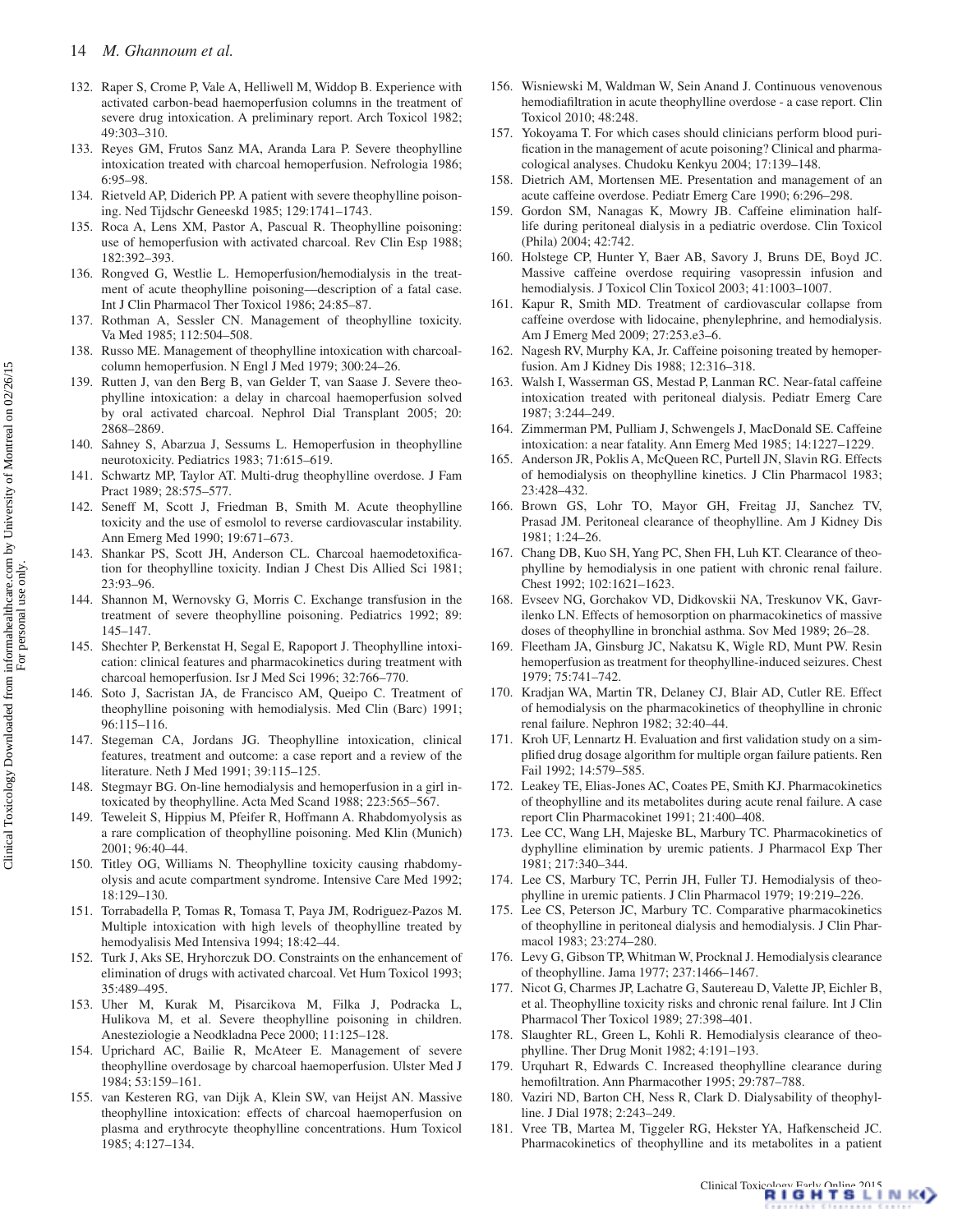132. Raper S, Crome P, Vale A, Helliwell M, Widdop B. Experience with activated carbon-bead haemoperfusion columns in the treatment of severe drug intoxication. A preliminary report. Arch Toxicol 1982; 49:303–310.
133. Reyes GM, Frutos Sanz MA, Aranda Lara P. Severe theophylline intoxication treated with charcoal hemoperfusion. Nefrologia 1986; 6:95–98.
134. Rietveld AP, Diderich PP. A patient with severe theophylline poisoning. Ned Tijdschr Geneeskd 1985; 129:1741–1743.
135. Roca A, Lens XM, Pastor A, Pascual R. Theophylline poisoning: use of hemoperfusion with activated charcoal. Rev Clin Esp 1988; 182:392–393.
136. Rongved G, Westlie L. Hemoperfusion/hemodialysis in the treatment of acute theophylline poisoning—description of a fatal case. Int J Clin Pharmacol Ther Toxicol 1986; 24:85–87.
137. Rothman A, Sessler CN. Management of theophylline toxicity. Va Med 1985; 112:504–508.
138. Russo ME. Management of theophylline intoxication with charcoal-column hemoperfusion. N Engl J Med 1979; 300:24–26.
139. Rutten J, van den Berg B, van Gelder T, van Saase J. Severe theophylline intoxication: a delay in charcoal haemoperfusion solved by oral activated charcoal. Nephrol Dial Transplant 2005; 20: 2868–2869.
140. Sahney S, Abarzua J, Sessums L. Hemoperfusion in theophylline neurotoxicity. Pediatrics 1983; 71:615–619.
141. Schwartz MP, Taylor AT. Multi-drug theophylline overdose. J Fam Pract 1989; 28:575–577.
142. Seneff M, Scott J, Friedman B, Smith M. Acute theophylline toxicity and the use of esmolol to reverse cardiovascular instability. Ann Emerg Med 1990; 19:671–673.
143. Shankar PS, Scott JH, Anderson CL. Charcoal haemodetoxification for theophylline toxicity. Indian J Chest Dis Allied Sci 1981; 23:93–96.
144. Shannon M, Wernovsky G, Morris C. Exchange transfusion in the treatment of severe theophylline poisoning. Pediatrics 1992; 89: 145–147.
145. Shechter P, Berkenstat H, Segal E, Rapoport J. Theophylline intoxication: clinical features and pharmacokinetics during treatment with charcoal hemoperfusion. Isr J Med Sci 1996; 32:766–770.
146. Soto J, Sacristan JA, de Francisco AM, Queipo C. Treatment of theophylline poisoning with hemodialysis. Med Clin (Barc) 1991; 96:115–116.
147. Stegeman CA, Jordans JG. Theophylline intoxication, clinical features, treatment and outcome: a case report and a review of the literature. Neth J Med 1991; 39:115–125.
148. Stegmayr BG. On-line hemodialysis and hemoperfusion in a girl intoxicated by theophylline. Acta Med Scand 1988; 223:565–567.
149. Teweleit S, Hippius M, Pfeifer R, Hoffmann A. Rhabdomyolysis as a rare complication of theophylline poisoning. Med Klin (Munich) 2001; 96:40–44.
150. Titley OG, Williams N. Theophylline toxicity causing rhabdomyolysis and acute compartment syndrome. Intensive Care Med 1992; 18:129–130.
151. Torrabadella P, Tomas R, Tomasa T, Paya JM, Rodriguez-Pazos M. Multiple intoxication with high levels of theophylline treated by hemodyalisis Med Intensiva 1994; 18:42–44.
152. Turk J, Aks SE, Hryhorczuk DO. Constraints on the enhancement of elimination of drugs with activated charcoal. Vet Hum Toxicol 1993; 35:489–495.
153. Uher M, Kurak M, Pisarcikova M, Filka J, Podracka L, Hulikova M, et al. Severe theophylline poisoning in children. Anesteziologie a Neodkladna Pece 2000; 11:125–128.
154. Uprichard AC, Bailie R, McAteer E. Management of severe theophylline overdosage by charcoal haemoperfusion. Ulster Med J 1984; 53:159–161.
155. van Kesteren RG, van Dijk A, Klein SW, van Heijst AN. Massive theophylline intoxication: effects of charcoal haemoperfusion on plasma and erythrocyte theophylline concentrations. Hum Toxicol 1985; 4:127–134.
156. Wisniewski M, Waldman W, Sein Anand J. Continuous venovenous hemodiafiltration in acute theophylline overdose - a case report. Clin Toxicol 2010; 48:248.
157. Yokoyama T. For which cases should clinicians perform blood purification in the management of acute poisoning? Clinical and pharmacological analyses. Chudoku Kenkyu 2004; 17:139–148.
158. Dietrich AM, Mortensen ME. Presentation and management of an acute caffeine overdose. Pediatr Emerg Care 1990; 6:296–298.
159. Gordon SM, Nanagas K, Mowry JB. Caffeine elimination half-life during peritoneal dialysis in a pediatric overdose. Clin Toxicol (Phila) 2004; 42:742.
160. Holstege CP, Hunter Y, Baer AB, Savory J, Bruns DE, Boyd JC. Massive caffeine overdose requiring vasopressin infusion and hemodialysis. J Toxicol Clin Toxicol 2003; 41:1003–1007.
161. Kapur R, Smith MD. Treatment of cardiovascular collapse from caffeine overdose with lidocaine, phenylephrine, and hemodialysis. Am J Emerg Med 2009; 27:253.e3–6.
162. Nagesh RV, Murphy KA, Jr. Caffeine poisoning treated by hemoperfusion. Am J Kidney Dis 1988; 12:316–318.
163. Walsh I, Wasserman GS, Mestad P, Lanman RC. Near-fatal caffeine intoxication treated with peritoneal dialysis. Pediatr Emerg Care 1987; 3:244–249.
164. Zimmerman PM, Pulliam J, Schwengels J, MacDonald SE. Caffeine intoxication: a near fatality. Ann Emerg Med 1985; 14:1227–1229.
165. Anderson JR, Poklis A, McQueen RC, Purtell JN, Slavin RG. Effects of hemodialysis on theophylline kinetics. J Clin Pharmacol 1983; 23:428–432.
166. Brown GS, Lohr TO, Mayor GH, Freitag JJ, Sanchez TV, Prasad JM. Peritoneal clearance of theophylline. Am J Kidney Dis 1981; 1:24–26.
167. Chang DB, Kuo SH, Yang PC, Shen FH, Luh KT. Clearance of theophylline by hemodialysis in one patient with chronic renal failure. Chest 1992; 102:1621–1623.
168. Evseev NG, Gorchakov VD, Didkovskii NA, Treskunov VK, Gavrilenko LN. Effects of hemosorption on pharmacokinetics of massive doses of theophylline in bronchial asthma. Sov Med 1989; 26–28.
169. Fleetham JA, Ginsburg JC, Nakatsu K, Wigle RD, Munt PW. Resin hemoperfusion as treatment for theophylline-induced seizures. Chest 1979; 75:741–742.
170. Kradjan WA, Martin TR, Delaney CJ, Blair AD, Cutler RE. Effect of hemodialysis on the pharmacokinetics of theophylline in chronic renal failure. Nephron 1982; 32:40–44.
171. Kroh UF, Lennartz H. Evaluation and first validation study on a simplified drug dosage algorithm for multiple organ failure patients. Ren Fail 1992; 14:579–585.
172. Leakey TE, Elias-Jones AC, Coates PE, Smith KJ. Pharmacokinetics of theophylline and its metabolites during acute renal failure. A case report Clin Pharmacokinet 1991; 21:400–408.
173. Lee CC, Wang LH, Majeske BL, Marbury TC. Pharmacokinetics of dyphylline elimination by uremic patients. J Pharmacol Exp Ther 1981; 217:340–344.
174. Lee CS, Marbury TC, Perrin JH, Fuller TJ. Hemodialysis of theophylline in uremic patients. J Clin Pharmacol 1979; 19:219–226.
175. Lee CS, Peterson JC, Marbury TC. Comparative pharmacokinetics of theophylline in peritoneal dialysis and hemodialysis. J Clin Pharmacol 1983; 23:274–280.
176. Levy G, Gibson TP, Whitman W, Procknal J. Hemodialysis clearance of theophylline. Jama 1977; 237:1466–1467.
177. Nicot G, Charmes JP, Lachatre G, Sautereau D, Valette JP, Eichler B, et al. Theophylline toxicity risks and chronic renal failure. Int J Clin Pharmacol Ther Toxicol 1989; 27:398–401.
178. Slaughter RL, Green L, Kohli R. Hemodialysis clearance of theophylline. Ther Drug Monit 1982; 4:191–193.
179. Urquhart R, Edwards C. Increased theophylline clearance during hemofiltration. Ann Pharmacother 1995; 29:787–788.
180. Vaziri ND, Barton CH, Ness R, Clark D. Dialysability of theophylline. J Dial 1978; 2:243–249.
181. Vree TB, Martea M, Tiggeler RG, Hekster YA, Hafkenscheid JC. Pharmacokinetics of theophylline and its metabolites in a patient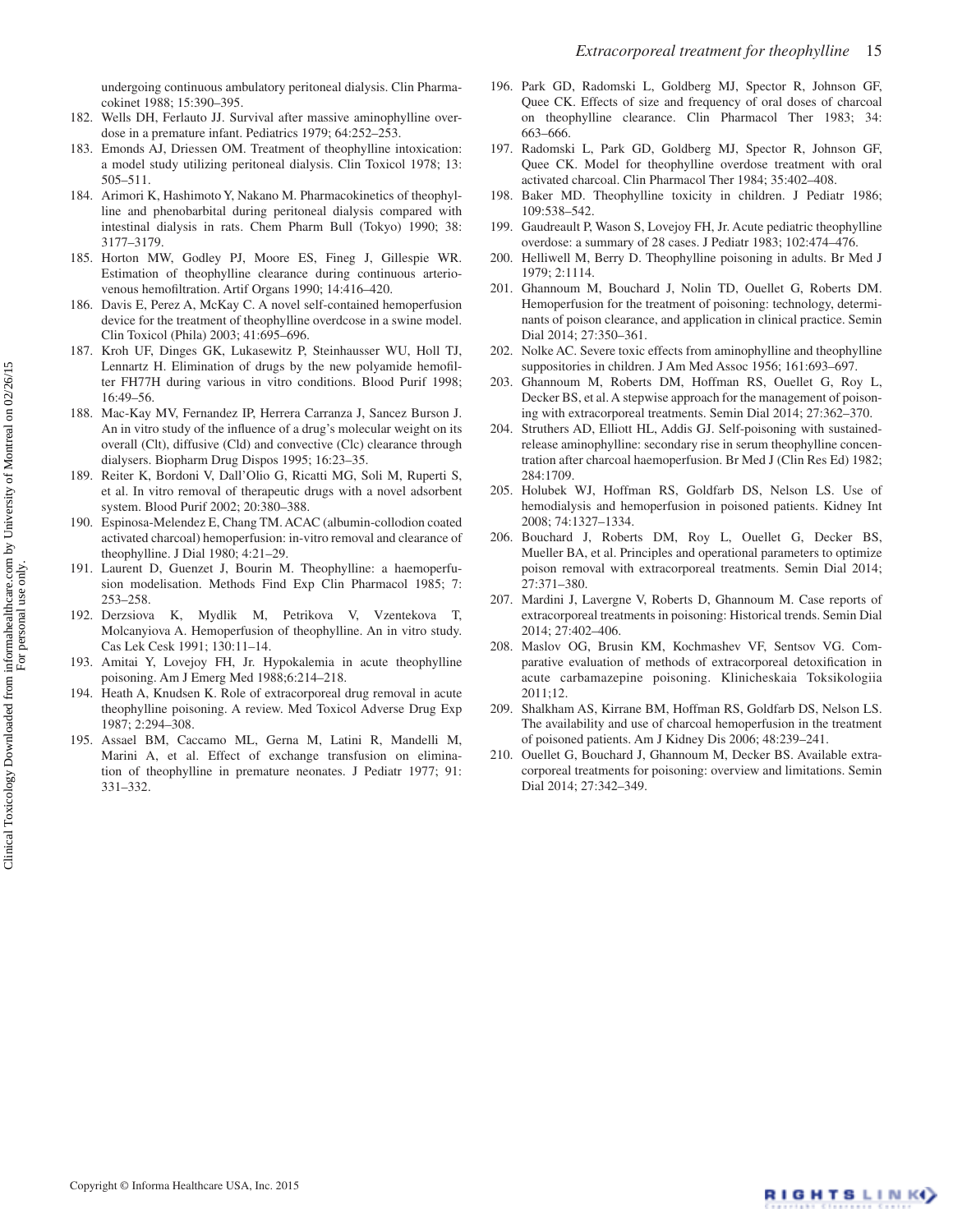undergoing continuous ambulatory peritoneal dialysis. Clin Pharmacokinet 1988; 15:390–395.

182. Wells DH, Ferlauto JJ. Survival after massive aminophylline overdose in a premature infant. Pediatrics 1979; 64:252–253.
183. Emonds AJ, Driessen OM. Treatment of theophylline intoxication: a model study utilizing peritoneal dialysis. Clin Toxicol 1978; 13: 505–511.
184. Arimori K, Hashimoto Y, Nakano M. Pharmacokinetics of theophylline and phenobarbital during peritoneal dialysis compared with intestinal dialysis in rats. Chem Pharm Bull (Tokyo) 1990; 38: 3177–3179.
185. Horton MW, Godley PJ, Moore ES, Fineg J, Gillespie WR. Estimation of theophylline clearance during continuous arteriovenous hemofiltration. Artif Organs 1990; 14:416–420.
186. Davis E, Perez A, McKay C. A novel self-contained hemoperfusion device for the treatment of theophylline overdcose in a swine model. Clin Toxicol (Phila) 2003; 41:695–696.
187. Kroh UF, Dinges GK, Lukasewitz P, Steinhausser WU, Holl TJ, Lennartz H. Elimination of drugs by the new polyamide hemofilter FH77H during various in vitro conditions. Blood Purif 1998; 16:49–56.
188. Mac-Kay MV, Fernandez IP, Herrera Carranza J, Sancez Burson J. An in vitro study of the influence of a drug's molecular weight on its overall (Clt), diffusive (Cld) and convective (Clc) clearance through dialysers. Biopharm Drug Dispos 1995; 16:23–35.
189. Reiter K, Bordoni V, Dall'Olio G, Ricatti MG, Soli M, Ruperti S, et al. In vitro removal of therapeutic drugs with a novel adsorbent system. Blood Purif 2002; 20:380–388.
190. Espinosa-Melendez E, Chang TM. ACAC (albumin-collodion coated activated charcoal) hemoperfusion: in-vitro removal and clearance of theophylline. J Dial 1980; 4:21–29.
191. Laurent D, Guenzet J, Bourin M. Theophylline: a haemoperfusion modelisation. Methods Find Exp Clin Pharmacol 1985; 7: 253–258.
192. Derzsiova K, Mydlik M, Petrikova V, Vzentekova T, Molcanyiova A. Hemoperfusion of theophylline. An in vitro study. Cas Lek Cesk 1991; 130:11–14.
193. Amitai Y, Lovejoy FH, Jr. Hypokalemia in acute theophylline poisoning. Am J Emerg Med 1988;6:214–218.
194. Heath A, Knudsen K. Role of extracorporeal drug removal in acute theophylline poisoning. A review. Med Toxicol Adverse Drug Exp 1987; 2:294–308.
195. Assael BM, Caccamo ML, Gerna M, Latini R, Mandelli M, Marini A, et al. Effect of exchange transfusion on elimination of theophylline in premature neonates. J Pediatr 1977; 91: 331–332.
196. Park GD, Radomski L, Goldberg MJ, Spector R, Johnson GF, Quee CK. Effects of size and frequency of oral doses of charcoal on theophylline clearance. Clin Pharmacol Ther 1983; 34: 663–666.
197. Radomski L, Park GD, Goldberg MJ, Spector R, Johnson GF, Quee CK. Model for theophylline overdose treatment with oral activated charcoal. Clin Pharmacol Ther 1984; 35:402–408.
198. Baker MD. Theophylline toxicity in children. J Pediatr 1986; 109:538–542.
199. Gaudreault P, Wason S, Lovejoy FH, Jr. Acute pediatric theophylline overdose: a summary of 28 cases. J Pediatr 1983; 102:474–476.
200. Helliwell M, Berry D. Theophylline poisoning in adults. Br Med J 1979; 2:1114.
201. Ghannoum M, Bouchard J, Nolin TD, Ouellet G, Roberts DM. Hemoperfusion for the treatment of poisoning: technology, determinants of poison clearance, and application in clinical practice. Semin Dial 2014; 27:350–361.
202. Nolke AC. Severe toxic effects from aminophylline and theophylline suppositories in children. J Am Med Assoc 1956; 161:693–697.
203. Ghannoum M, Roberts DM, Hoffman RS, Ouellet G, Roy L, Decker BS, et al. A stepwise approach for the management of poisoning with extracorporeal treatments. Semin Dial 2014; 27:362–370.
204. Struthers AD, Elliott HL, Addis GJ. Self-poisoning with sustained-release aminophylline: secondary rise in serum theophylline concentration after charcoal haemoperfusion. Br Med J (Clin Res Ed) 1982; 284:1709.
205. Holubek WJ, Hoffman RS, Goldfarb DS, Nelson LS. Use of hemodialysis and hemoperfusion in poisoned patients. Kidney Int 2008; 74:1327–1334.
206. Bouchard J, Roberts DM, Roy L, Ouellet G, Decker BS, Mueller BA, et al. Principles and operational parameters to optimize poison removal with extracorporeal treatments. Semin Dial 2014; 27:371–380.
207. Mardini J, Lavergne V, Roberts D, Ghannoum M. Case reports of extracorporeal treatments in poisoning: Historical trends. Semin Dial 2014; 27:402–406.
208. Maslov OG, Brusin KM, Kochmashev VF, Sentsov VG. Comparative evaluation of methods of extracorporeal detoxification in acute carbamazepine poisoning. Klinicheskaia Toksikologiia 2011;12.
209. Shalkham AS, Kirrane BM, Hoffman RS, Goldfarb DS, Nelson LS. The availability and use of charcoal hemoperfusion in the treatment of poisoned patients. Am J Kidney Dis 2006; 48:239–241.
210. Ouellet G, Bouchard J, Ghannoum M, Decker BS. Available extracorporeal treatments for poisoning: overview and limitations. Semin Dial 2014; 27:342–349.